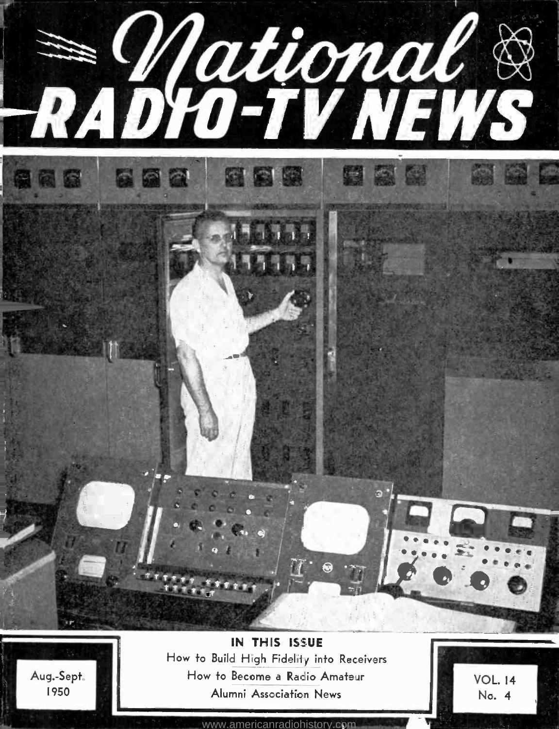# National RADIO-TV NEWS

**IN THIS ISSUE**

How to Build High Fidelity into Receivers

How to Become a Radio Amateur

Alumni Association News

Aug.-Sept. 1950

VOL. 14 No. 4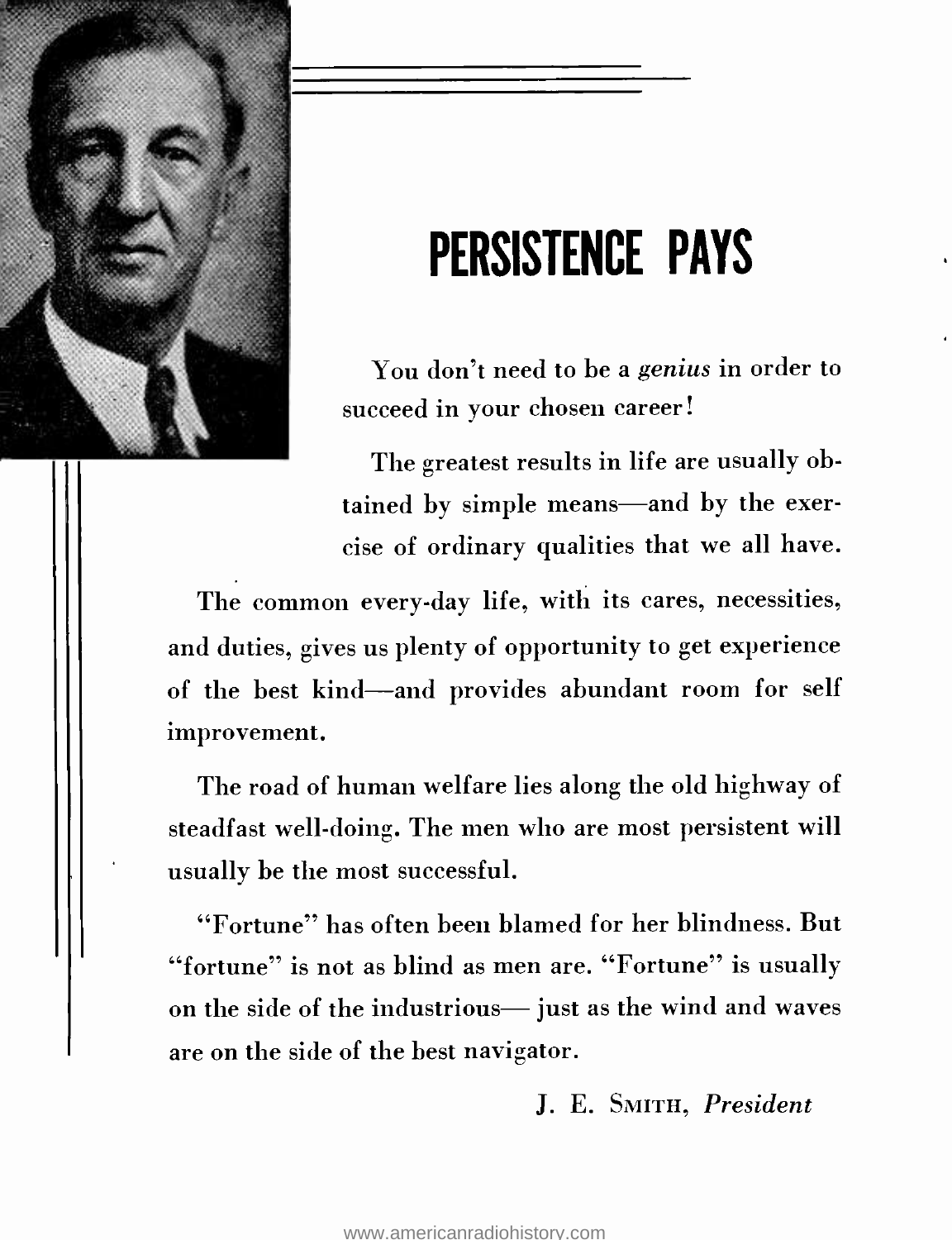# PERSISTENCE PAYS

You don't need to be a *genius* in order to succeed in your chosen career!

The greatest results in life are usually obtained by simple means—and by the exercise of ordinary qualities that we all have.

The common every-day life, with its cares, necessities, and duties, gives us plenty of opportunity to get experience of the best kind—and provides abundant room for self improvement.

The road of human welfare lies along the old highway of steadfast well-doing. The men who are most persistent will usually be the most successful.

"Fortune" has often been blamed for her blindness. But "fortune" is not as blind as men are. "Fortune" is usually on the side of the industrious— just as the wind and waves are on the side of the best navigator.

J. E. Smith, *President*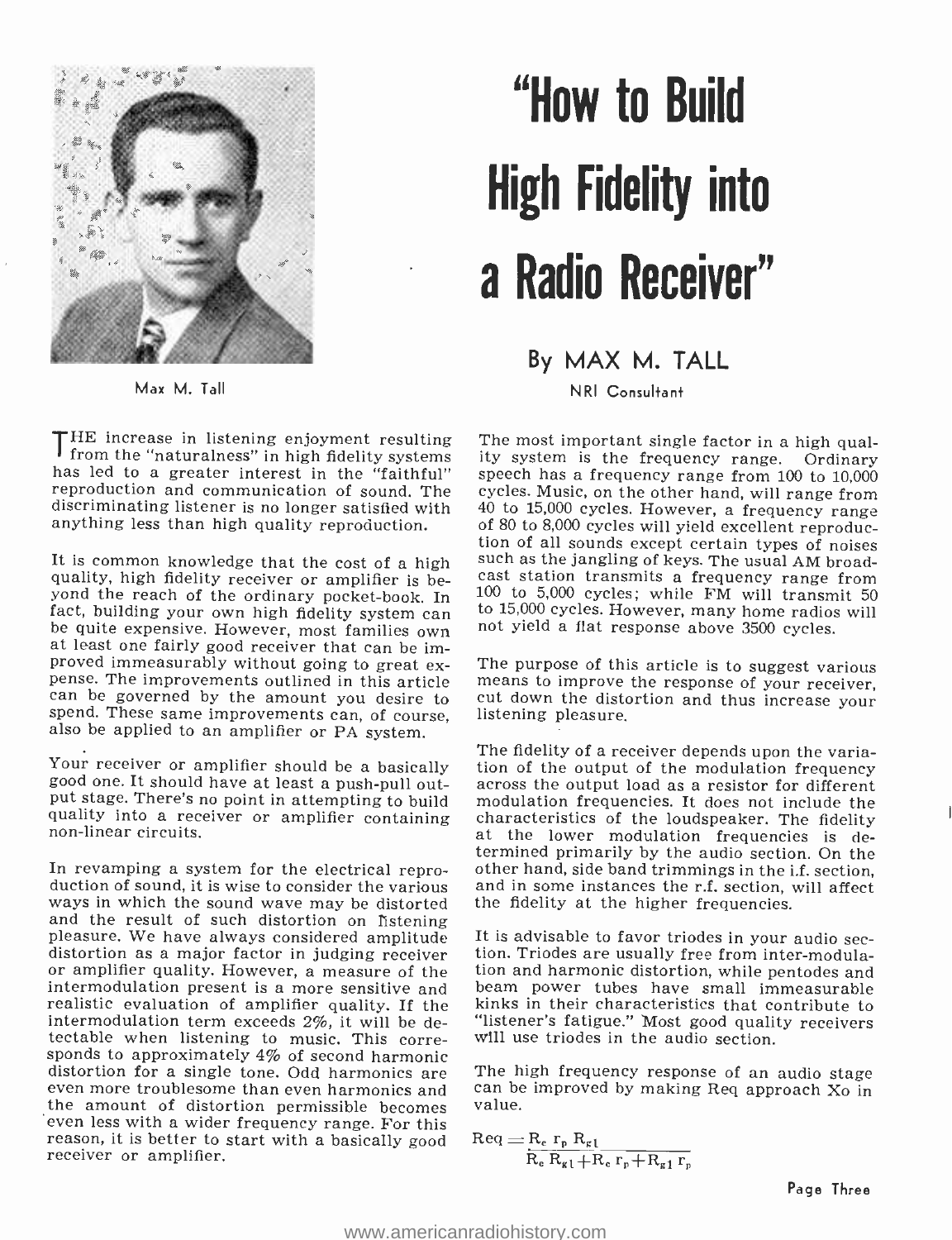# "How to Build High Fidelity into a Radio Receiver"

## By MAX M. TALL

NRI Consultant

Max M. Tall

THE increase in listening enjoyment resulting from the "naturalness" in high fidelity systems has led to a greater interest in the "faithful" reproduction and communication of sound. The discriminating listener is no longer satisfied with anything less than high quality reproduction.

It is common knowledge that the cost of a high quality, high fidelity receiver or amplifier is beyond the reach of the ordinary pocket-book. In fact, building your own high fidelity system can be quite expensive. However, most families own at least one fairly good receiver that can be improved immeasurably without going to great expense. The improvements outlined in this article can be governed by the amount you desire to spend. These same improvements can, of course, also be applied to an amplifier or PA system.

Your receiver or amplifier should be a basically good one. It should have at least a push-pull output stage. There's no point in attempting to build quality into a receiver or amplifier containing non-linear circuits.

In revamping a system for the electrical reproduction of sound, it is wise to consider the various ways in which the sound wave may be distorted and the result of such distortion on listening pleasure. We have always considered amplitude distortion as a major factor in judging receiver or amplifier quality. However, a measure of the intermodulation present is a more sensitive and realistic evaluation of amplifier quality. If the intermodulation term exceeds 2%, it will be detectable when listening to music. This corresponds to approximately 4% of second harmonic distortion for a single tone. Odd harmonics are even more troublesome than even harmonics and the amount of distortion permissible becomes even less with a wider frequency range. For this reason, it is better to start with a basically good receiver or amplifier.

The most important single factor in a high quality system is the frequency range. Ordinary speech has a frequency range from 100 to 10,000 cycles. Music, on the other hand, will range from 40 to 15,000 cycles. However, a frequency range of 80 to 8,000 cycles will yield excellent reproduction of all sounds except certain types of noises such as the jangling of keys. The usual AM broadcast station transmits a frequency range from 100 to 5,000 cycles; while FM will transmit 50 to 15,000 cycles. However, many home radios will not yield a flat response above 3500 cycles.

The purpose of this article is to suggest various means to improve the response of your receiver, cut down the distortion and thus increase your listening pleasure.

The fidelity of a receiver depends upon the variation of the output of the modulation frequency across the output load as a resistor for different modulation frequencies. It does not include the characteristics of the loudspeaker. The fidelity at the lower modulation frequencies is determined primarily by the audio section. On the other hand, side band trimmings in the i.f. section, and in some instances the r.f. section, will affect the fidelity at the higher frequencies.

It is advisable to favor triodes in your audio section. Triodes are usually free from inter-modulation and harmonic distortion, while pentodes and beam power tubes have small immeasurable kinks in their characteristics that contribute to "listener's fatigue." Most good quality receivers will use triodes in the audio section.

The high frequency response of an audio stage can be improved by making Req approach Xo in value.

$$R_{eq} = \frac{R_c\, r_p\, R_{g1}}{R_c\, R_{g1} + R_c\, r_p + R_{g1}\, r_p}$$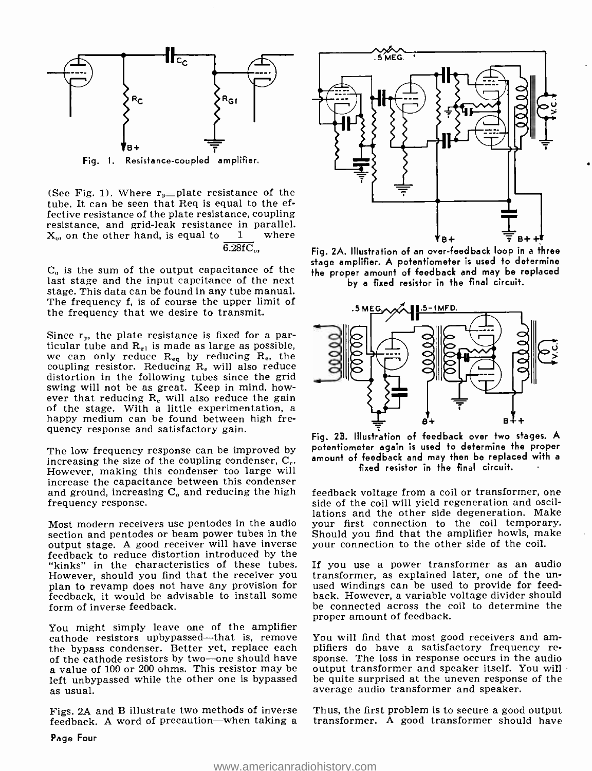Fig. 1. Resistance-coupled amplifier.

(See Fig. 1). Where $r_p$=plate resistance of the tube. It can be seen that Req is equal to the effective resistance of the plate resistance, coupling resistance, and grid-leak resistance in parallel. $X_o$, on the other hand, is equal to $\frac{1}{6.28fC_o}$, where $C_o$ is the sum of the output capacitance of the last stage and the input capcitance of the next stage. This data can be found in any tube manual. The frequency f, is of course the upper limit of the frequency that we desire to transmit.

Since $r_p$, the plate resistance is fixed for a particular tube and $R_{g1}$ is made as large as possible, we can only reduce $R_{eq}$ by reducing $R_c$, the coupling resistor. Reducing $R_c$ will also reduce distortion in the following tubes since the grid swing will not be as great. Keep in mind, however that reducing $R_c$ will also reduce the gain of the stage. With a little experimentation, a happy medium can be found between high frequency response and satisfactory gain.

The low frequency response can be improved by increasing the size of the coupling condenser, $C_c$. However, making this condenser too large will increase the capacitance between this condenser and ground, increasing $C_o$ and reducing the high frequency response.

Most modern receivers use pentodes in the audio section and pentodes or beam power tubes in the output stage. A good receiver will have inverse feedback to reduce distortion introduced by the "kinks" in the characteristics of these tubes. However, should you find that the receiver you plan to revamp does not have any provision for feedback, it would be advisable to install some form of inverse feedback.

You might simply leave one of the amplifier cathode resistors upbypassed—that is, remove the bypass condenser. Better yet, replace each of the cathode resistors by two—one should have a value of 100 or 200 ohms. This resistor may be left unbypassed while the other one is bypassed as usual.

Figs. 2A and B illustrate two methods of inverse feedback. A word of precaution—when taking a feedback voltage from a coil or transformer, one side of the coil will yield regeneration and oscillations and the other side degeneration. Make your first connection to the coil temporary. Should you find that the amplifier howls, make your connection to the other side of the coil.

Fig. 2A. Illustration of an over-feedback loop in a three stage amplifier. A potentiometer is used to determine the proper amount of feedback and may be replaced by a fixed resistor in the final circuit.

Fig. 2B. Illustration of feedback over two stages. A potentiometer again is used to determine the proper amount of feedback and may then be replaced with a fixed resistor in the final circuit.

If you use a power transformer as an audio transformer, as explained later, one of the unused windings can be used to provide for feedback. However, a variable voltage divider should be connected across the coil to determine the proper amount of feedback.

You will find that most good receivers and amplifiers do have a satisfactory frequency response. The loss in response occurs in the audio output transformer and speaker itself. You will be quite surprised at the uneven response of the average audio transformer and speaker.

Thus, the first problem is to secure a good output transformer. A good transformer should have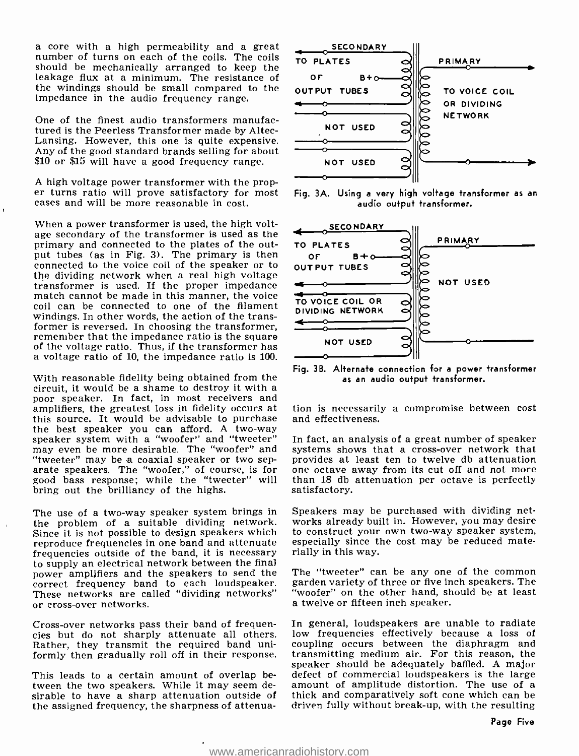a core with a high permeability and a great number of turns on each of the coils. The coils should be mechanically arranged to keep the leakage flux at a minimum. The resistance of the windings should be small compared to the impedance in the audio frequency range.

One of the finest audio transformers manufactured is the Peerless Transformer made by Altec-Lansing. However, this one is quite expensive. Any of the good standard brands selling for about $10 or $15 will have a good frequency range.

A high voltage power transformer with the proper turns ratio will prove satisfactory for most cases and will be more reasonable in cost.

When a power transformer is used, the high voltage secondary of the transformer is used as the primary and connected to the plates of the output tubes (as in Fig. 3). The primary is then connected to the voice coil of the speaker or to the dividing network when a real high voltage transformer is used. If the proper impedance match cannot be made in this manner, the voice coil can be connected to one of the filament windings. In other words, the action of the transformer is reversed. In choosing the transformer, remember that the impedance ratio is the square of the voltage ratio. Thus, if the transformer has a voltage ratio of 10, the impedance ratio is 100.

With reasonable fidelity being obtained from the circuit, it would be a shame to destroy it with a poor speaker. In fact, in most receivers and amplifiers, the greatest loss in fidelity occurs at this source. It would be advisable to purchase the best speaker you can afford. A two-way speaker system with a "woofer" and "tweeter" may even be more desirable. The "woofer" and "tweeter" may be a coaxial speaker or two separate speakers. The "woofer," of course, is for good bass response; while the "tweeter" will bring out the brilliancy of the highs.

The use of a two-way speaker system brings in the problem of a suitable dividing network. Since it is not possible to design speakers which reproduce frequencies in one band and attenuate frequencies outside of the band, it is necessary to supply an electrical network between the final power amplifiers and the speakers to send the correct frequency band to each loudspeaker. These networks are called "dividing networks" or cross-over networks.

Cross-over networks pass their band of frequencies but do not sharply attenuate all others. Rather, they transmit the required band uniformly then gradually roll off in their response.

This leads to a certain amount of overlap between the two speakers. While it may seem desirable to have a sharp attenuation outside of the assigned frequency, the sharpness of attenuation is necessarily a compromise between cost and effectiveness.

SECONDARY — TO PLATES OF OUTPUT TUBES, B+ — NOT USED — NOT USED — PRIMARY — TO VOICE COIL OR DIVIDING NETWORK

Fig. 3A. Using a very high voltage transformer as an audio output transformer.

SECONDARY — TO PLATES OF OUTPUT TUBES, B+ — TO VOICE COIL OR DIVIDING NETWORK — NOT USED — PRIMARY — NOT USED

Fig. 3B. Alternate connection for a power transformer as an audio output transformer.

In fact, an analysis of a great number of speaker systems shows that a cross-over network that provides at least ten to twelve db attenuation one octave away from its cut off and not more than 18 db attenuation per octave is perfectly satisfactory.

Speakers may be purchased with dividing networks already built in. However, you may desire to construct your own two-way speaker system, especially since the cost may be reduced materially in this way.

The "tweeter" can be any one of the common garden variety of three or five inch speakers. The "woofer" on the other hand, should be at least a twelve or fifteen inch speaker.

In general, loudspeakers are unable to radiate low frequencies effectively because a loss of coupling occurs between the diaphragm and transmitting medium air. For this reason, the speaker should be adequately baffled. A major defect of commercial loudspeakers is the large amount of amplitude distortion. The use of a thick and comparatively soft cone which can be driven fully without break-up, with the resulting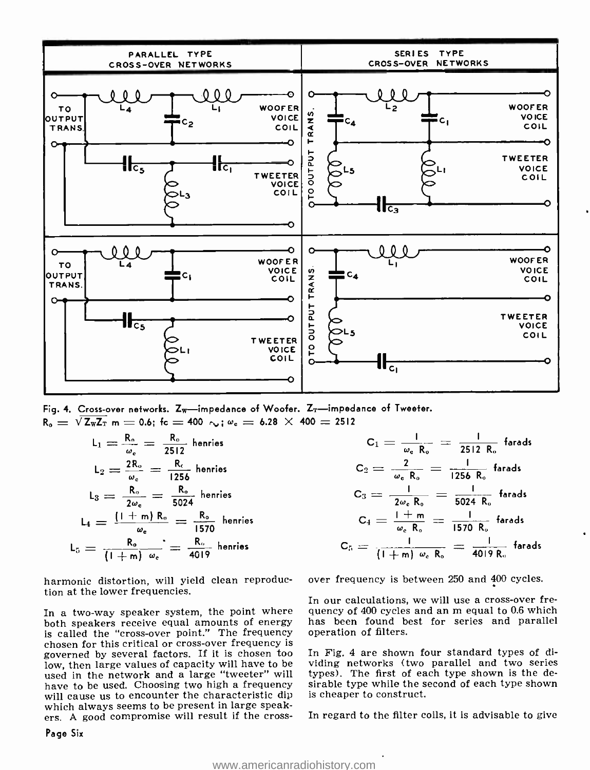PARALLEL TYPE CROSS-OVER NETWORKS | SERIES TYPE CROSS-OVER NETWORKS

Fig. 4. Cross-over networks. $Z_W$—impedance of Woofer. $Z_T$—impedance of Tweeter.
$R_o = \sqrt{Z_W Z_T}$ m = 0.6; fc = 400 ~; $\omega_c = 6.28 \times 400 = 2512$

$$L_1 = \frac{R_o}{\omega_c} = \frac{R_o}{2512} \text{ henries}$$

$$L_2 = \frac{2R_o}{\omega_c} = \frac{R_o}{1256} \text{ henries}$$

$$L_3 = \frac{R_o}{2\omega_c} = \frac{R_o}{5024} \text{ henries}$$

$$L_4 = \frac{(1+m)R_o}{\omega_c} = \frac{R_o}{1570} \text{ henries}$$

$$L_5 = \frac{R_o}{(1+m)\omega_c} = \frac{R_o}{4019} \text{ henries}$$

$$C_1 = \frac{1}{\omega_c R_o} = \frac{1}{2512 R_o} \text{ farads}$$

$$C_2 = \frac{2}{\omega_c R_o} = \frac{1}{1256 R_o} \text{ farads}$$

$$C_3 = \frac{1}{2\omega_c R_o} = \frac{1}{5024 R_o} \text{ farads}$$

$$C_4 = \frac{1+m}{\omega_c R_o} = \frac{1}{1570 R_o} \text{ farads}$$

$$C_5 = \frac{1}{(1+m)\omega_c R_o} = \frac{1}{4019 R_o} \text{ farads}$$

harmonic distortion, will yield clean reproduction at the lower frequencies.

In a two-way speaker system, the point where both speakers receive equal amounts of energy is called the "cross-over point." The frequency chosen for this critical or cross-over frequency is governed by several factors. If it is chosen too low, then large values of capacity will have to be used in the network and a large "tweeter" will have to be used. Choosing two high a frequency will cause us to encounter the characteristic dip which always seems to be present in large speakers. A good compromise will result if the cross-over frequency is between 250 and 400 cycles.

In our calculations, we will use a cross-over frequency of 400 cycles and an m equal to 0.6 which has been found best for series and parallel operation of filters.

In Fig. 4 are shown four standard types of dividing networks (two parallel and two series types). The first of each type shown is the desirable type while the second of each type shown is cheaper to construct.

In regard to the filter coils, it is advisable to give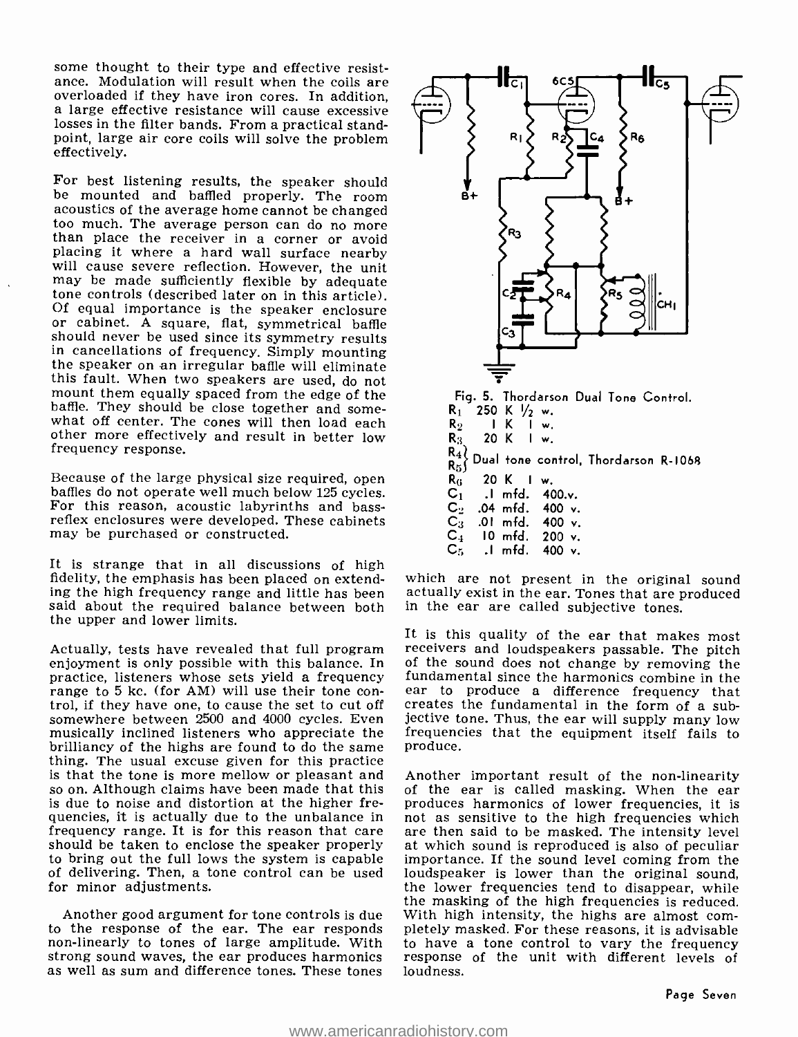some thought to their type and effective resistance. Modulation will result when the coils are overloaded if they have iron cores. In addition, a large effective resistance will cause excessive losses in the filter bands. From a practical standpoint, large air core coils will solve the problem effectively.

For best listening results, the speaker should be mounted and baffled properly. The room acoustics of the average home cannot be changed too much. The average person can do no more than place the receiver in a corner or avoid placing it where a hard wall surface nearby will cause severe reflection. However, the unit may be made sufficiently flexible by adequate tone controls (described later on in this article). Of equal importance is the speaker enclosure or cabinet. A square, flat, symmetrical baffle should never be used since its symmetry results in cancellations of frequency. Simply mounting the speaker on an irregular baffle will eliminate this fault. When two speakers are used, do not mount them equally spaced from the edge of the baffle. They should be close together and somewhat off center. The cones will then load each other more effectively and result in better low frequency response.

Because of the large physical size required, open baffles do not operate well much below 125 cycles. For this reason, acoustic labyrinths and bass-reflex enclosures were developed. These cabinets may be purchased or constructed.

It is strange that in all discussions of high fidelity, the emphasis has been placed on extending the high frequency range and little has been said about the required balance between both the upper and lower limits.

Actually, tests have revealed that full program enjoyment is only possible with this balance. In practice, listeners whose sets yield a frequency range to 5 kc. (for AM) will use their tone control, if they have one, to cause the set to cut off somewhere between 2500 and 4000 cycles. Even musically inclined listeners who appreciate the brilliancy of the highs are found to do the same thing. The usual excuse given for this practice is that the tone is more mellow or pleasant and so on. Although claims have been made that this is due to noise and distortion at the higher frequencies, it is actually due to the unbalance in frequency range. It is for this reason that care should be taken to enclose the speaker properly to bring out the full lows the system is capable of delivering. Then, a tone control can be used for minor adjustments.

Another good argument for tone controls is due to the response of the ear. The ear responds non-linearly to tones of large amplitude. With strong sound waves, the ear produces harmonics as well as sum and difference tones. These tones which are not present in the original sound actually exist in the ear. Tones that are produced in the ear are called subjective tones.

Fig. 5. Thordarson Dual Tone Control.

| | |
|---|---|
| $R_1$ | 250 K 1/2 w. |
| $R_2$ | 1 K 1 w. |
| $R_3$ | 20 K 1 w. |
| $R_4$, $R_5$ | Dual tone control, Thordarson R-1068 |
| $R_6$ | 20 K 1 w. |
| $C_1$ | .1 mfd. 400.v. |
| $C_2$ | .04 mfd. 400 v. |
| $C_3$ | .01 mfd. 400 v. |
| $C_4$ | 10 mfd. 200 v. |
| $C_5$ | .1 mfd. 400 v. |

It is this quality of the ear that makes most receivers and loudspeakers passable. The pitch of the sound does not change by removing the fundamental since the harmonics combine in the ear to produce a difference frequency that creates the fundamental in the form of a subjective tone. Thus, the ear will supply many low frequencies that the equipment itself fails to produce.

Another important result of the non-linearity of the ear is called masking. When the ear produces harmonics of lower frequencies, it is not as sensitive to the high frequencies which are then said to be masked. The intensity level at which sound is reproduced is also of peculiar importance. If the sound level coming from the loudspeaker is lower than the original sound, the lower frequencies tend to disappear, while the masking of the high frequencies is reduced. With high intensity, the highs are almost completely masked. For these reasons, it is advisable to have a tone control to vary the frequency response of the unit with different levels of loudness.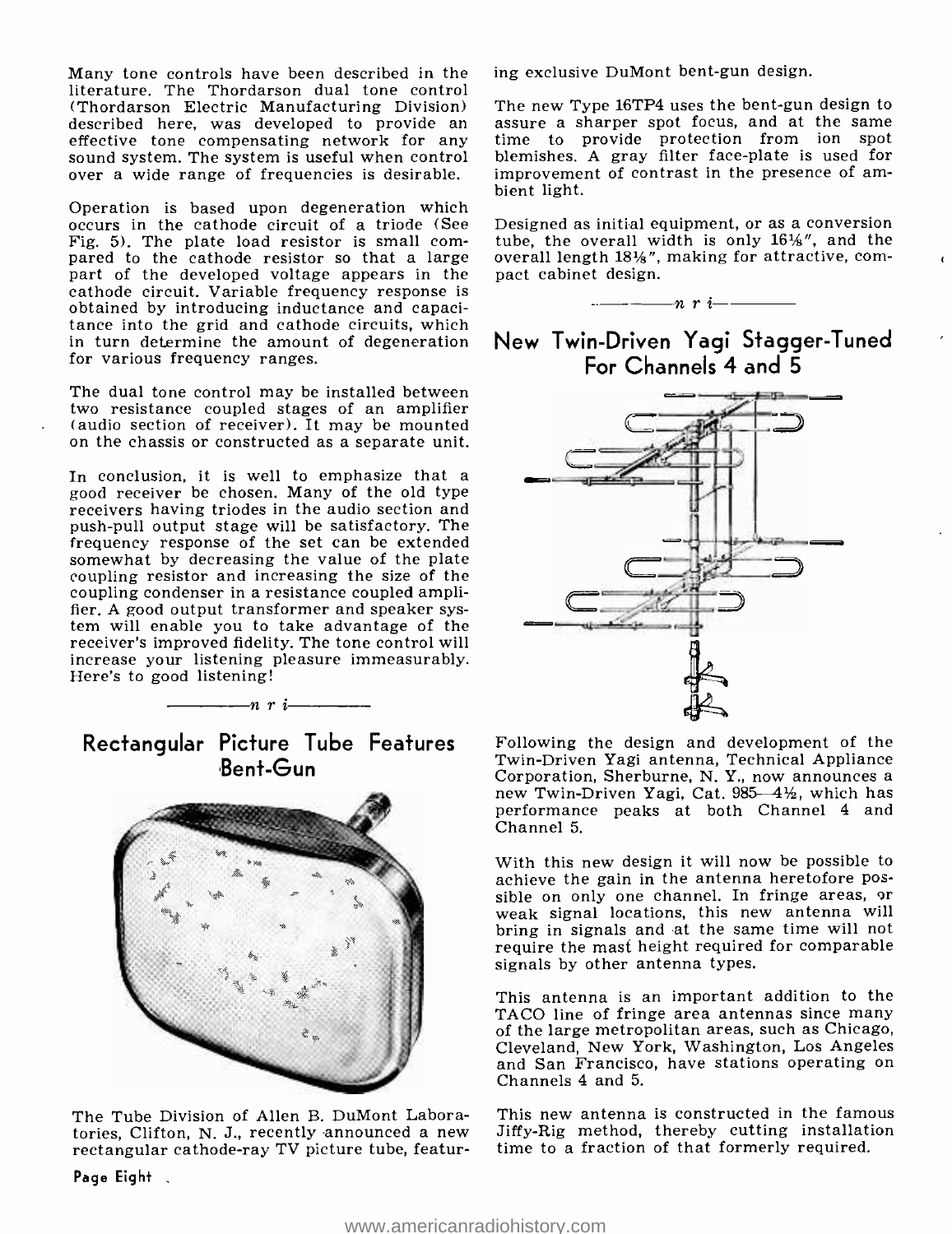Many tone controls have been described in the literature. The Thordarson dual tone control (Thordarson Electric Manufacturing Division) described here, was developed to provide an effective tone compensating network for any sound system. The system is useful when control over a wide range of frequencies is desirable.

Operation is based upon degeneration which occurs in the cathode circuit of a triode (See Fig. 5). The plate load resistor is small compared to the cathode resistor so that a large part of the developed voltage appears in the cathode circuit. Variable frequency response is obtained by introducing inductance and capacitance into the grid and cathode circuits, which in turn determine the amount of degeneration for various frequency ranges.

The dual tone control may be installed between two resistance coupled stages of an amplifier (audio section of receiver). It may be mounted on the chassis or constructed as a separate unit.

In conclusion, it is well to emphasize that a good receiver be chosen. Many of the old type receivers having triodes in the audio section and push-pull output stage will be satisfactory. The frequency response of the set can be extended somewhat by decreasing the value of the plate coupling resistor and increasing the size of the coupling condenser in a resistance coupled amplifier. A good output transformer and speaker system will enable you to take advantage of the receiver's improved fidelity. The tone control will increase your listening pleasure immeasurably. Here's to good listening!

*n r i*

## Rectangular Picture Tube Features Bent-Gun

The Tube Division of Allen B. DuMont Laboratories, Clifton, N. J., recently announced a new rectangular cathode-ray TV picture tube, featuring exclusive DuMont bent-gun design.

The new Type 16TP4 uses the bent-gun design to assure a sharper spot focus, and at the same time to provide protection from ion spot blemishes. A gray filter face-plate is used for improvement of contrast in the presence of ambient light.

Designed as initial equipment, or as a conversion tube, the overall width is only 16⅛", and the overall length 18⅛", making for attractive, compact cabinet design.

*n r i*

## New Twin-Driven Yagi Stagger-Tuned For Channels 4 and 5

Following the design and development of the Twin-Driven Yagi antenna, Technical Appliance Corporation, Sherburne, N. Y., now announces a new Twin-Driven Yagi, Cat. 985—4½, which has performance peaks at both Channel 4 and Channel 5.

With this new design it will now be possible to achieve the gain in the antenna heretofore possible on only one channel. In fringe areas, or weak signal locations, this new antenna will bring in signals and at the same time will not require the mast height required for comparable signals by other antenna types.

This antenna is an important addition to the TACO line of fringe area antennas since many of the large metropolitan areas, such as Chicago, Cleveland, New York, Washington, Los Angeles and San Francisco, have stations operating on Channels 4 and 5.

This new antenna is constructed in the famous Jiffy-Rig method, thereby cutting installation time to a fraction of that formerly required.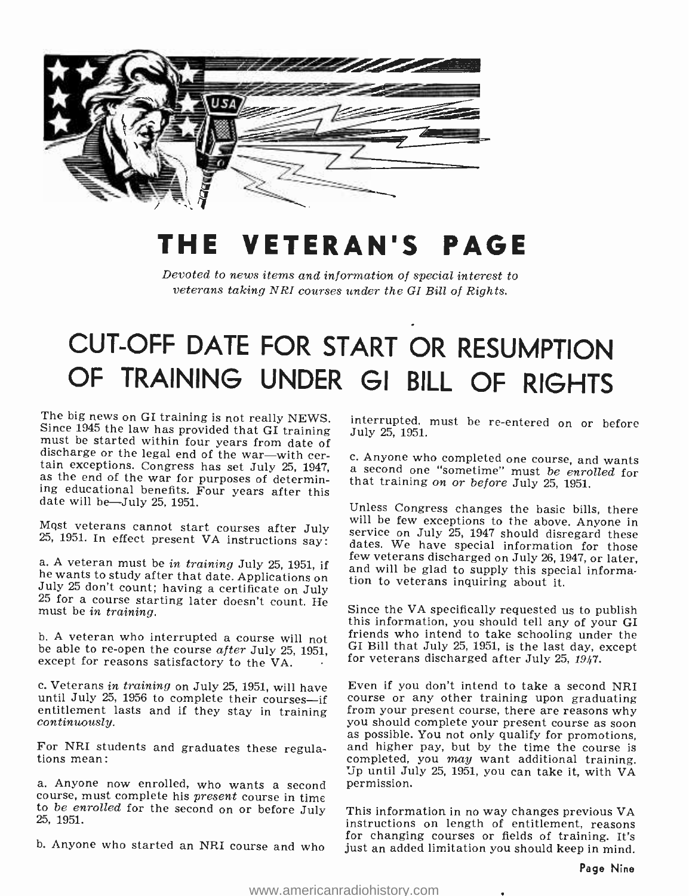# THE VETERAN'S PAGE

*Devoted to news items and information of special interest to veterans taking NRI courses under the GI Bill of Rights.*

## CUT-OFF DATE FOR START OR RESUMPTION OF TRAINING UNDER GI BILL OF RIGHTS

The big news on GI training is not really NEWS. Since 1945 the law has provided that GI training must be started within four years from date of discharge or the legal end of the war—with certain exceptions. Congress has set July 25, 1947, as the end of the war for purposes of determining educational benefits. Four years after this date will be—July 25, 1951.

Most veterans cannot start courses after July 25, 1951. In effect present VA instructions say:

a. A veteran must be *in training* July 25, 1951, if he wants to study after that date. Applications on July 25 don't count; having a certificate on July 25 for a course starting later doesn't count. He must be *in training*.

b. A veteran who interrupted a course will not be able to re-open the course *after* July 25, 1951, except for reasons satisfactory to the VA.

c. Veterans *in training* on July 25, 1951, will have until July 25, 1956 to complete their courses—if entitlement lasts and if they stay in training *continuously*.

For NRI students and graduates these regulations mean:

a. Anyone now enrolled, who wants a second course, must complete his *present* course in time to *be enrolled* for the second on or before July 25, 1951.

b. Anyone who started an NRI course and who interrupted, must be re-entered on or before July 25, 1951.

c. Anyone who completed one course, and wants a second one "sometime" must *be enrolled* for that training *on or before* July 25, 1951.

Unless Congress changes the basic bills, there will be few exceptions to the above. Anyone in service on July 25, 1947 should disregard these dates. We have special information for those few veterans discharged on July 26, 1947, or later, and will be glad to supply this special information to veterans inquiring about it.

Since the VA specifically requested us to publish this information, you should tell any of your GI friends who intend to take schooling under the GI Bill that July 25, 1951, is the last day, except for veterans discharged after July 25, *1947*.

Even if you don't intend to take a second NRI course or any other training upon graduating from your present course, there are reasons why you should complete your present course as soon as possible. You not only qualify for promotions, and higher pay, but by the time the course is completed, you *may* want additional training. Up until July 25, 1951, you can take it, with VA permission.

This information in no way changes previous VA instructions on length of entitlement, reasons for changing courses or fields of training. It's just an added limitation you should keep in mind.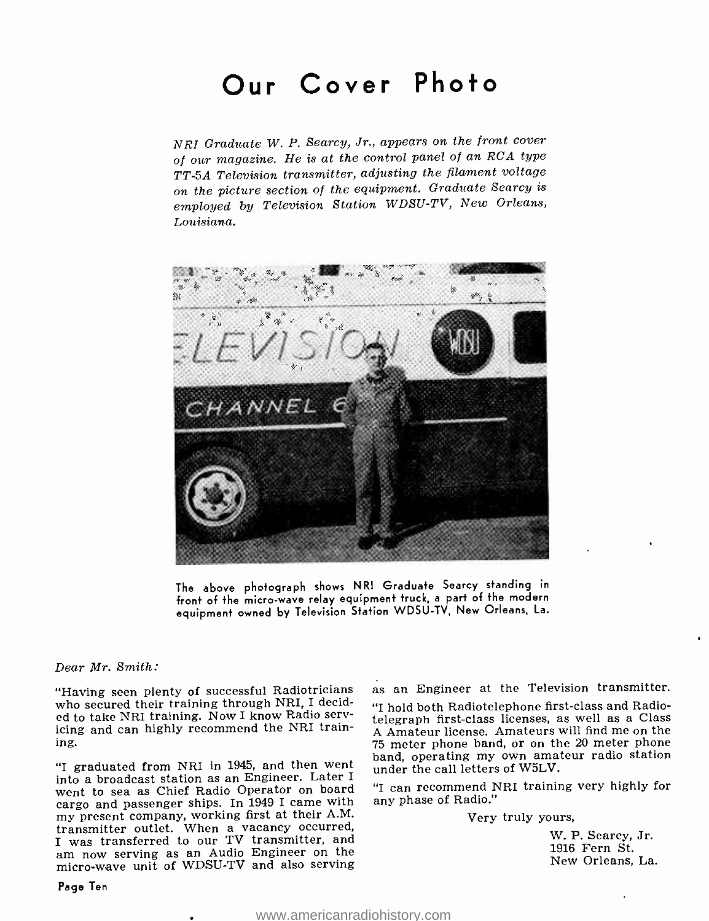# Our Cover Photo

*NRI Graduate W. P. Searcy, Jr., appears on the front cover of our magazine. He is at the control panel of an RCA type TT-5A Television transmitter, adjusting the filament voltage on the picture section of the equipment. Graduate Searcy is employed by Television Station WDSU-TV, New Orleans, Louisiana.*

The above photograph shows NRI Graduate Searcy standing in front of the micro-wave relay equipment truck, a part of the modern equipment owned by Television Station WDSU-TV, New Orleans, La.

*Dear Mr. Smith:*

"Having seen plenty of successful Radiotricians who secured their training through NRI, I decided to take NRI training. Now I know Radio servicing and can highly recommend the NRI training.

"I graduated from NRI in 1945, and then went into a broadcast station as an Engineer. Later I went to sea as Chief Radio Operator on board cargo and passenger ships. In 1949 I came with my present company, working first at their A.M. transmitter outlet. When a vacancy occurred, I was transferred to our TV transmitter, and am now serving as an Audio Engineer on the micro-wave unit of WDSU-TV and also serving as an Engineer at the Television transmitter.

"I hold both Radiotelephone first-class and Radiotelegraph first-class licenses, as well as a Class A Amateur license. Amateurs will find me on the 75 meter phone band, or on the 20 meter phone band, operating my own amateur radio station under the call letters of W5LV.

"I can recommend NRI training very highly for any phase of Radio."

Very truly yours,

W. P. Searcy, Jr.
1916 Fern St.
New Orleans, La.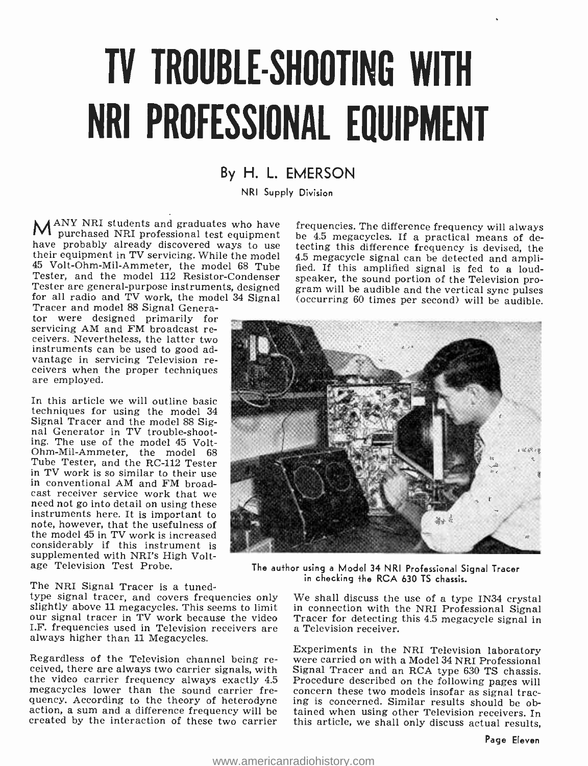# TV TROUBLE-SHOOTING WITH NRI PROFESSIONAL EQUIPMENT

## By H. L. EMERSON

NRI Supply Division

MANY NRI students and graduates who have purchased NRI professional test equipment have probably already discovered ways to use their equipment in TV servicing. While the model 45 Volt-Ohm-Mil-Ammeter, the model 68 Tube Tester, and the model 112 Resistor-Condenser Tester are general-purpose instruments, designed for all radio and TV work, the model 34 Signal Tracer and model 88 Signal Generator were designed primarily for servicing AM and FM broadcast receivers. Nevertheless, the latter two instruments can be used to good advantage in servicing Television receivers when the proper techniques are employed.

In this article we will outline basic techniques for using the model 34 Signal Tracer and the model 88 Signal Generator in TV trouble-shooting. The use of the model 45 Volt-Ohm-Mil-Ammeter, the model 68 Tube Tester, and the RC-112 Tester in TV work is so similar to their use in conventional AM and FM broadcast receiver service work that we need not go into detail on using these instruments here. It is important to note, however, that the usefulness of the model 45 in TV work is increased considerably if this instrument is supplemented with NRI's High Voltage Television Test Probe.

The NRI Signal Tracer is a tuned-type signal tracer, and covers frequencies only slightly above 11 megacycles. This seems to limit our signal tracer in TV work because the video I.F. frequencies used in Television receivers are always higher than 11 Megacycles.

Regardless of the Television channel being received, there are always two carrier signals, with the video carrier frequency always exactly 4.5 megacycles lower than the sound carrier frequency. According to the theory of heterodyne action, a sum and a difference frequency will be created by the interaction of these two carrier frequencies. The difference frequency will always be 4.5 megacycles. If a practical means of detecting this difference frequency is devised, the 4.5 megacycle signal can be detected and amplified. If this amplified signal is fed to a loudspeaker, the sound portion of the Television program will be audible and the vertical sync pulses (occurring 60 times per second) will be audible.

The author using a Model 34 NRI Professional Signal Tracer in checking the RCA 630 TS chassis.

We shall discuss the use of a type 1N34 crystal in connection with the NRI Professional Signal Tracer for detecting this 4.5 megacycle signal in a Television receiver.

Experiments in the NRI Television laboratory were carried on with a Model 34 NRI Professional Signal Tracer and an RCA type 630 TS chassis. Procedure described on the following pages will concern these two models insofar as signal tracing is concerned. Similar results should be obtained when using other Television receivers. In this article, we shall only discuss actual results,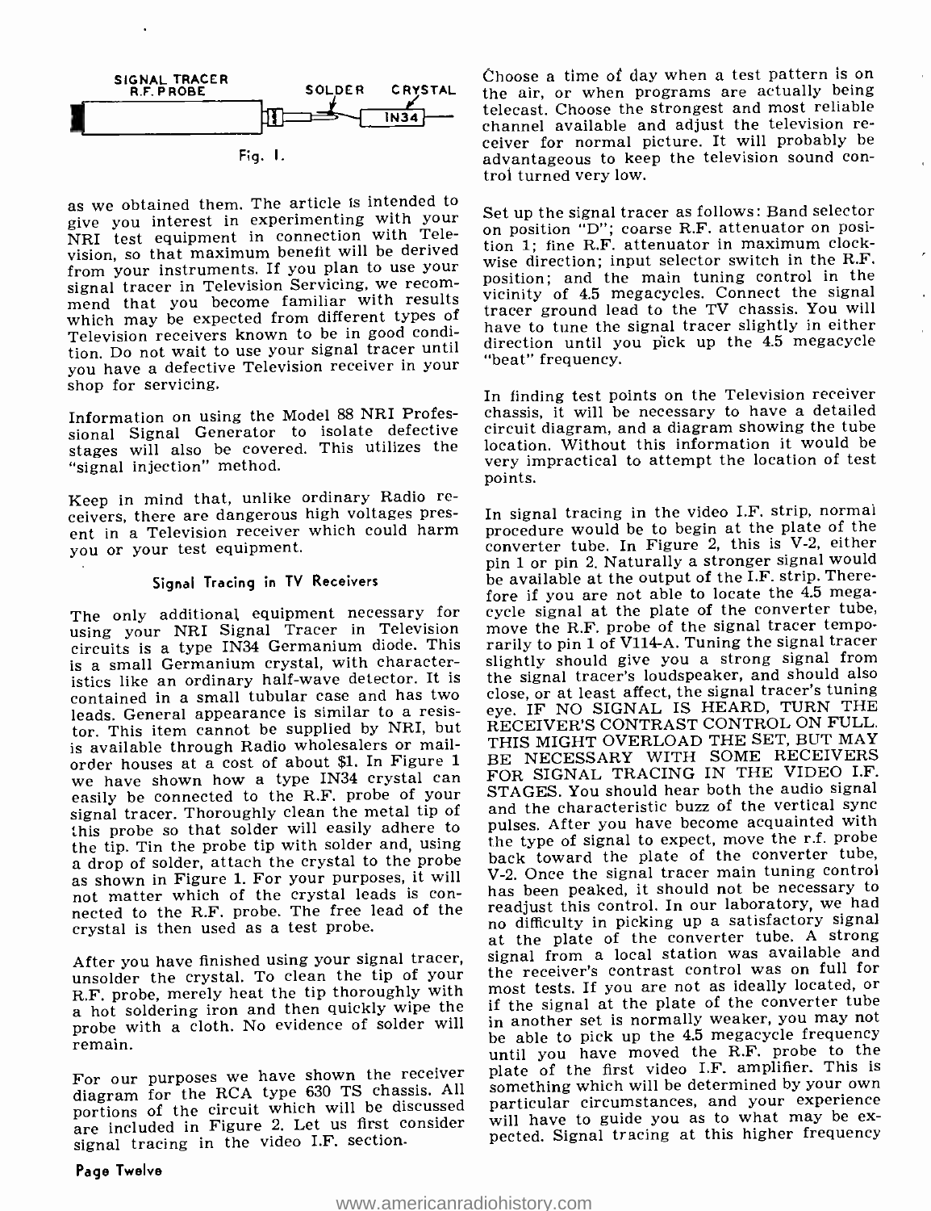SIGNAL TRACER R.F. PROBE — SOLDER — CRYSTAL — IN34

Fig. 1.

as we obtained them. The article is intended to give you interest in experimenting with your NRI test equipment in connection with Television, so that maximum benefit will be derived from your instruments. If you plan to use your signal tracer in Television Servicing, we recommend that you become familiar with results which may be expected from different types of Television receivers known to be in good condition. Do not wait to use your signal tracer until you have a defective Television receiver in your shop for servicing.

Information on using the Model 88 NRI Professional Signal Generator to isolate defective stages will also be covered. This utilizes the "signal injection" method.

Keep in mind that, unlike ordinary Radio receivers, there are dangerous high voltages present in a Television receiver which could harm you or your test equipment.

### Signal Tracing in TV Receivers

The only additional equipment necessary for using your NRI Signal Tracer in Television circuits is a type IN34 Germanium diode. This is a small Germanium crystal, with characteristics like an ordinary half-wave detector. It is contained in a small tubular case and has two leads. General appearance is similar to a resistor. This item cannot be supplied by NRI, but is available through Radio wholesalers or mail-order houses at a cost of about $1. In Figure 1 we have shown how a type IN34 crystal can easily be connected to the R.F. probe of your signal tracer. Thoroughly clean the metal tip of this probe so that solder will easily adhere to the tip. Tin the probe tip with solder and, using a drop of solder, attach the crystal to the probe as shown in Figure 1. For your purposes, it will not matter which of the crystal leads is connected to the R.F. probe. The free lead of the crystal is then used as a test probe.

After you have finished using your signal tracer, unsolder the crystal. To clean the tip of your R.F. probe, merely heat the tip thoroughly with a hot soldering iron and then quickly wipe the probe with a cloth. No evidence of solder will remain.

For our purposes we have shown the receiver diagram for the RCA type 630 TS chassis. All portions of the circuit which will be discussed are included in Figure 2. Let us first consider signal tracing in the video I.F. section.

Choose a time of day when a test pattern is on the air, or when programs are actually being telecast. Choose the strongest and most reliable channel available and adjust the television receiver for normal picture. It will probably be advantageous to keep the television sound control turned very low.

Set up the signal tracer as follows: Band selector on position "D"; coarse R.F. attenuator on position 1; fine R.F. attenuator in maximum clockwise direction; input selector switch in the R.F. position; and the main tuning control in the vicinity of 4.5 megacycles. Connect the signal tracer ground lead to the TV chassis. You will have to tune the signal tracer slightly in either direction until you pick up the 4.5 megacycle "beat" frequency.

In finding test points on the Television receiver chassis, it will be necessary to have a detailed circuit diagram, and a diagram showing the tube location. Without this information it would be very impractical to attempt the location of test points.

In signal tracing in the video I.F. strip, normal procedure would be to begin at the plate of the converter tube. In Figure 2, this is V-2, either pin 1 or pin 2. Naturally a stronger signal would be available at the output of the I.F. strip. Therefore if you are not able to locate the 4.5 megacycle signal at the plate of the converter tube, move the R.F. probe of the signal tracer temporarily to pin 1 of V114-A. Tuning the signal tracer slightly should give you a strong signal from the signal tracer's loudspeaker, and should also close, or at least affect, the signal tracer's tuning eye. IF NO SIGNAL IS HEARD, TURN THE RECEIVER'S CONTRAST CONTROL ON FULL. THIS MIGHT OVERLOAD THE SET, BUT MAY BE NECESSARY WITH SOME RECEIVERS FOR SIGNAL TRACING IN THE VIDEO I.F. STAGES. You should hear both the audio signal and the characteristic buzz of the vertical sync pulses. After you have become acquainted with the type of signal to expect, move the r.f. probe back toward the plate of the converter tube, V-2. Once the signal tracer main tuning control has been peaked, it should not be necessary to readjust this control. In our laboratory, we had no difficulty in picking up a satisfactory signal at the plate of the converter tube. A strong signal from a local station was available and the receiver's contrast control was on full for most tests. If you are not as ideally located, or if the signal at the plate of the converter tube in another set is normally weaker, you may not be able to pick up the 4.5 megacycle frequency until you have moved the R.F. probe to the plate of the first video I.F. amplifier. This is something which will be determined by your own particular circumstances, and your experience will have to guide you as to what may be expected. Signal tracing at this higher frequency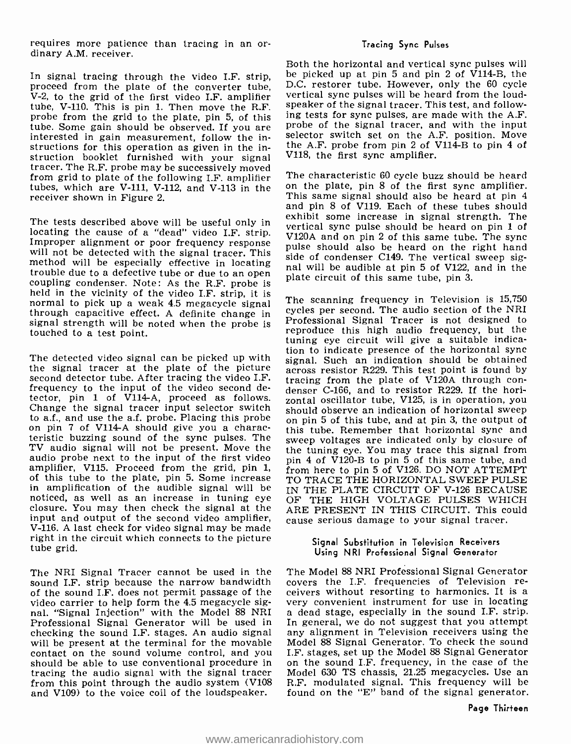requires more patience than tracing in an ordinary A.M. receiver.

In signal tracing through the video I.F. strip, proceed from the plate of the converter tube, V-2, to the grid of the first video I.F. amplifier tube, V-110. This is pin 1. Then move the R.F. probe from the grid to the plate, pin 5, of this tube. Some gain should be observed. If you are interested in gain measurement, follow the instructions for this operation as given in the instruction booklet furnished with your signal tracer. The R.F. probe may be successively moved from grid to plate of the following I.F. amplifier tubes, which are V-111, V-112, and V-113 in the receiver shown in Figure 2.

The tests described above will be useful only in locating the cause of a "dead" video I.F. strip. Improper alignment or poor frequency response will not be detected with the signal tracer. This method will be especially effective in locating trouble due to a defective tube or due to an open coupling condenser. Note: As the R.F. probe is held in the vicinity of the video I.F. strip, it is normal to pick up a weak 4.5 megacycle signal through capacitive effect. A definite change in signal strength will be noted when the probe is touched to a test point.

The detected video signal can be picked up with the signal tracer at the plate of the picture second detector tube. After tracing the video I.F. frequency to the input of the video second detector, pin 1 of V114-A, proceed as follows. Change the signal tracer input selector switch to a.f., and use the a.f. probe. Placing this probe on pin 7 of V114-A should give you a characteristic buzzing sound of the sync pulses. The TV audio signal will not be present. Move the audio probe next to the input of the first video amplifier, V115. Proceed from the grid, pin 1, of this tube to the plate, pin 5. Some increase in amplification of the audible signal will be noticed, as well as an increase in tuning eye closure. You may then check the signal at the input and output of the second video amplifier, V-116. A last check for video signal may be made right in the circuit which connects to the picture tube grid.

The NRI Signal Tracer cannot be used in the sound I.F. strip because the narrow bandwidth of the sound I.F. does not permit passage of the video carrier to help form the 4.5 megacycle signal. "Signal Injection" with the Model 88 NRI Professional Signal Generator will be used in checking the sound I.F. stages. An audio signal will be present at the terminal for the movable contact on the sound volume control, and you should be able to use conventional procedure in tracing the audio signal with the signal tracer from this point through the audio system (V108 and V109) to the voice coil of the loudspeaker.

### Tracing Sync Pulses

Both the horizontal and vertical sync pulses will be picked up at pin 5 and pin 2 of V114-B, the D.C. restorer tube. However, only the 60 cycle vertical sync pulses will be heard from the loudspeaker of the signal tracer. This test, and following tests for sync pulses, are made with the A.F. probe of the signal tracer, and with the input selector switch set on the A.F. position. Move the A.F. probe from pin 2 of V114-B to pin 4 of V118, the first sync amplifier.

The characteristic 60 cycle buzz should be heard on the plate, pin 8 of the first sync amplifier. This same signal should also be heard at pin 4 and pin 8 of V119. Each of these tubes should exhibit some increase in signal strength. The vertical sync pulse should be heard on pin 1 of V120A and on pin 2 of this same tube. The sync pulse should also be heard on the right hand side of condenser C149. The vertical sweep signal will be audible at pin 5 of V122, and in the plate circuit of this same tube, pin 3.

The scanning frequency in Television is 15,750 cycles per second. The audio section of the NRI Professional Signal Tracer is not designed to reproduce this high audio frequency, but the tuning eye circuit will give a suitable indication to indicate presence of the horizontal sync signal. Such an indication should be obtained across resistor R229. This test point is found by tracing from the plate of V120A through condenser C-166, and to resistor R229. If the horizontal oscillator tube, V125, is in operation, you should observe an indication of horizontal sweep on pin 5 of this tube, and at pin 3, the output of this tube. Remember that horizontal sync and sweep voltages are indicated only by closure of the tuning eye. You may trace this signal from pin 4 of V120-B to pin 5 of this same tube, and from here to pin 5 of V126. DO NOT ATTEMPT TO TRACE THE HORIZONTAL SWEEP PULSE IN THE PLATE CIRCUIT OF V-126 BECAUSE OF THE HIGH VOLTAGE PULSES WHICH ARE PRESENT IN THIS CIRCUIT. This could cause serious damage to your signal tracer.

### Signal Substitution in Television Receivers Using NRI Professional Signal Generator

The Model 88 NRI Professional Signal Generator covers the I.F. frequencies of Television receivers without resorting to harmonics. It is a very convenient instrument for use in locating a dead stage, especially in the sound I.F. strip. In general, we do not suggest that you attempt any alignment in Television receivers using the Model 88 Signal Generator. To check the sound I.F. stages, set up the Model 88 Signal Generator on the sound I.F. frequency, in the case of the Model 630 TS chassis, 21.25 megacycles. Use an R.F. modulated signal. This frequency will be found on the "E" band of the signal generator.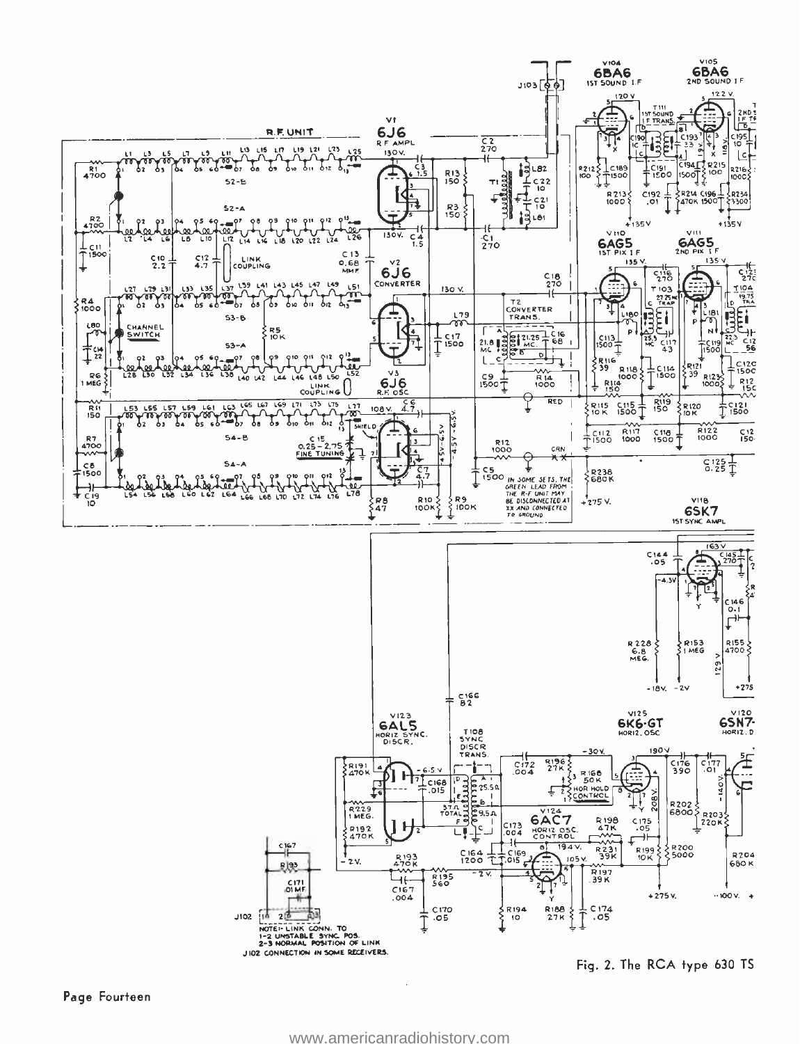Fig. 2. The RCA type 630 TS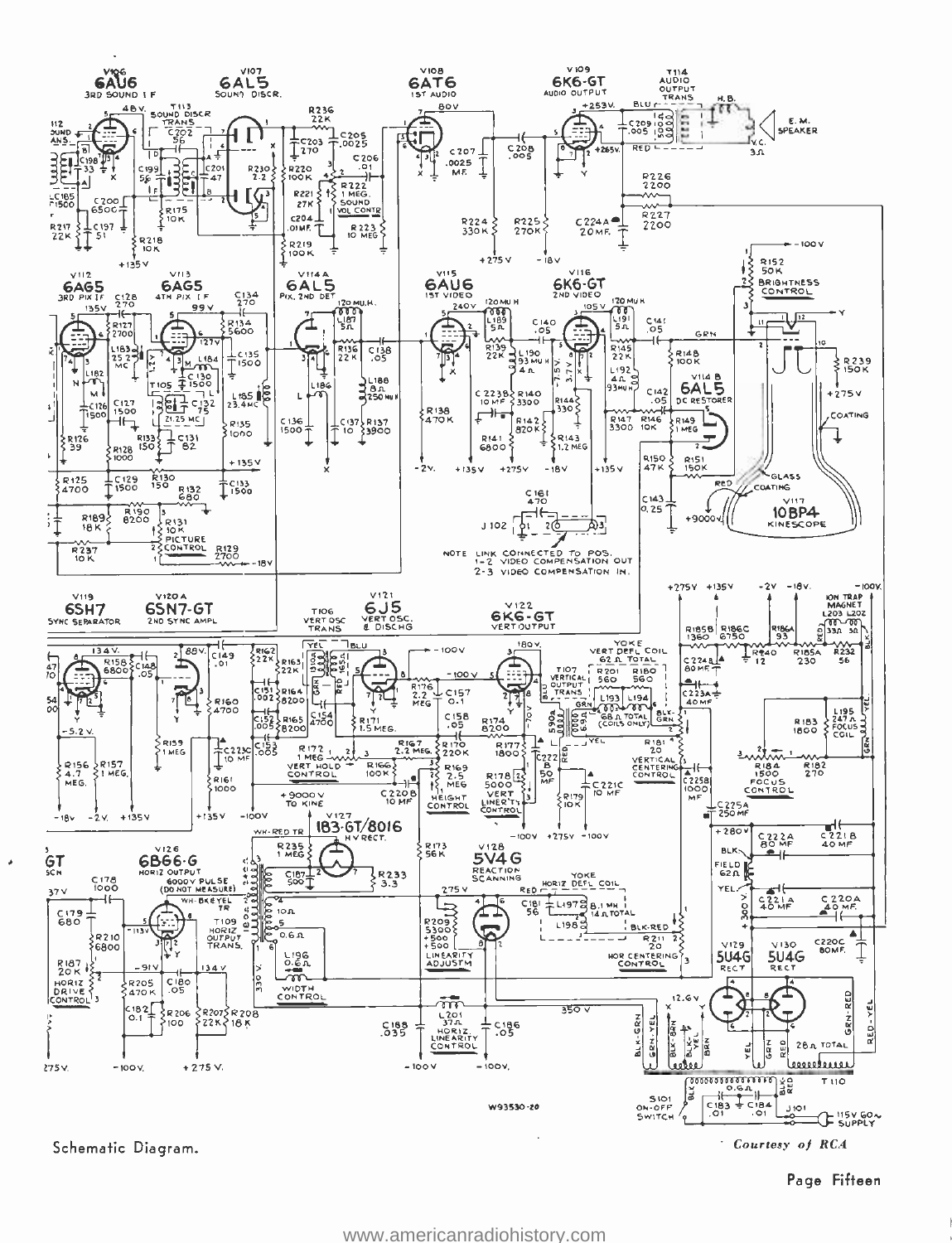Schematic Diagram.

*Courtesy of RCA*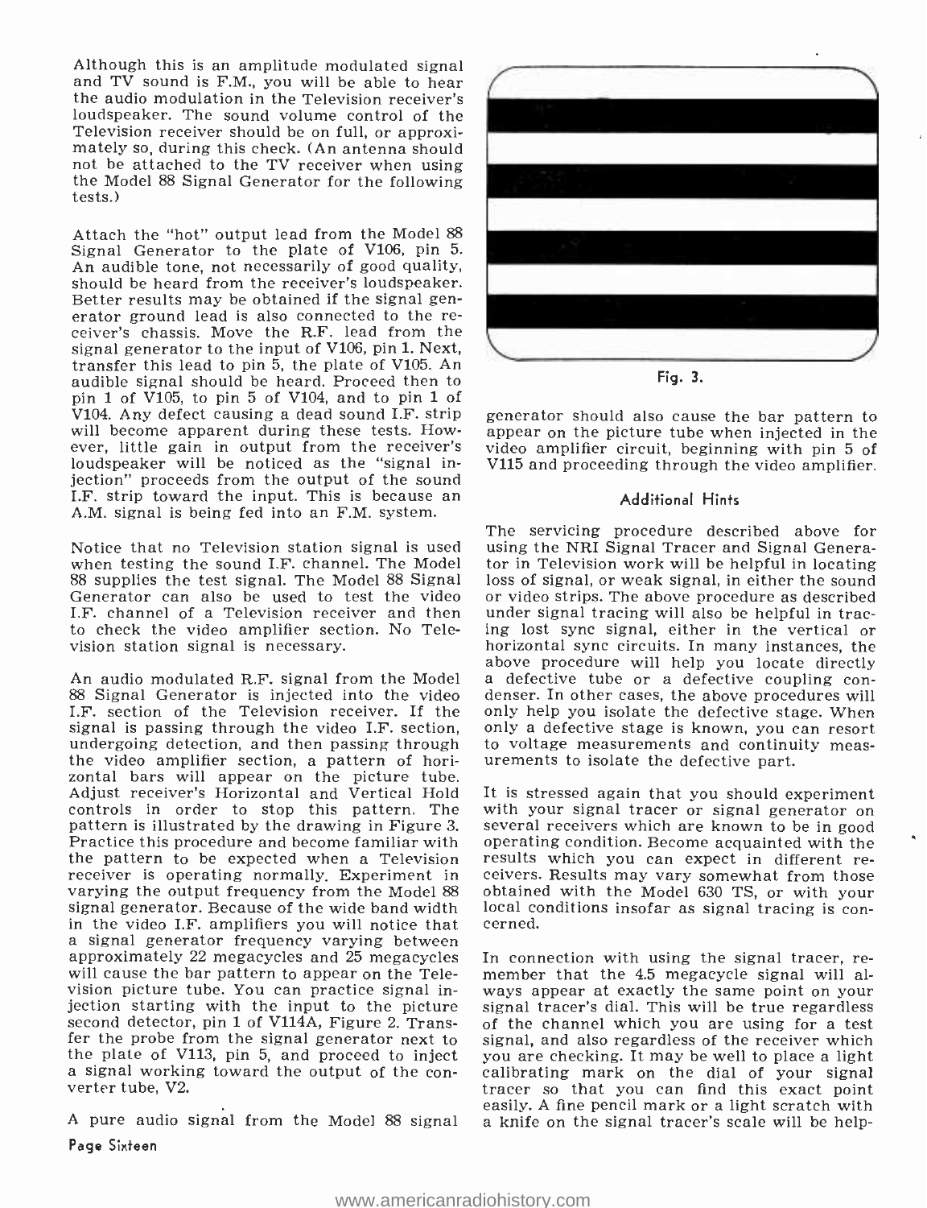Although this is an amplitude modulated signal and TV sound is F.M., you will be able to hear the audio modulation in the Television receiver's loudspeaker. The sound volume control of the Television receiver should be on full, or approximately so, during this check. (An antenna should not be attached to the TV receiver when using the Model 88 Signal Generator for the following tests.)

Attach the "hot" output lead from the Model 88 Signal Generator to the plate of V106, pin 5. An audible tone, not necessarily of good quality, should be heard from the receiver's loudspeaker. Better results may be obtained if the signal generator ground lead is also connected to the receiver's chassis. Move the R.F. lead from the signal generator to the input of V106, pin 1. Next, transfer this lead to pin 5, the plate of V105. An audible signal should be heard. Proceed then to pin 1 of V105, to pin 5 of V104, and to pin 1 of V104. Any defect causing a dead sound I.F. strip will become apparent during these tests. However, little gain in output from the receiver's loudspeaker will be noticed as the "signal injection" proceeds from the output of the sound I.F. strip toward the input. This is because an A.M. signal is being fed into an F.M. system.

Notice that no Television station signal is used when testing the sound I.F. channel. The Model 88 supplies the test signal. The Model 88 Signal Generator can also be used to test the video I.F. channel of a Television receiver and then to check the video amplifier section. No Television station signal is necessary.

An audio modulated R.F. signal from the Model 88 Signal Generator is injected into the video I.F. section of the Television receiver. If the signal is passing through the video I.F. section, undergoing detection, and then passing through the video amplifier section, a pattern of horizontal bars will appear on the picture tube. Adjust receiver's Horizontal and Vertical Hold controls in order to stop this pattern. The pattern is illustrated by the drawing in Figure 3. Practice this procedure and become familiar with the pattern to be expected when a Television receiver is operating normally. Experiment in varying the output frequency from the Model 88 signal generator. Because of the wide band width in the video I.F. amplifiers you will notice that a signal generator frequency varying between approximately 22 megacycles and 25 megacycles will cause the bar pattern to appear on the Television picture tube. You can practice signal injection starting with the input to the picture second detector, pin 1 of V114A, Figure 2. Transfer the probe from the signal generator next to the plate of V113, pin 5, and proceed to inject a signal working toward the output of the converter tube, V2.

A pure audio signal from the Model 88 signal generator should also cause the bar pattern to appear on the picture tube when injected in the video amplifier circuit, beginning with pin 5 of V115 and proceeding through the video amplifier.

Fig. 3.

## Additional Hints

The servicing procedure described above for using the NRI Signal Tracer and Signal Generator in Television work will be helpful in locating loss of signal, or weak signal, in either the sound or video strips. The above procedure as described under signal tracing will also be helpful in tracing lost sync signal, either in the vertical or horizontal sync circuits. In many instances, the above procedure will help you locate directly a defective tube or a defective coupling condenser. In other cases, the above procedures will only help you isolate the defective stage. When only a defective stage is known, you can resort to voltage measurements and continuity measurements to isolate the defective part.

It is stressed again that you should experiment with your signal tracer or signal generator on several receivers which are known to be in good operating condition. Become acquainted with the results which you can expect in different receivers. Results may vary somewhat from those obtained with the Model 630 TS, or with your local conditions insofar as signal tracing is concerned.

In connection with using the signal tracer, remember that the 4.5 megacycle signal will always appear at exactly the same point on your signal tracer's dial. This will be true regardless of the channel which you are using for a test signal, and also regardless of the receiver which you are checking. It may be well to place a light calibrating mark on the dial of your signal tracer so that you can find this exact point easily. A fine pencil mark or a light scratch with a knife on the signal tracer's scale will be help-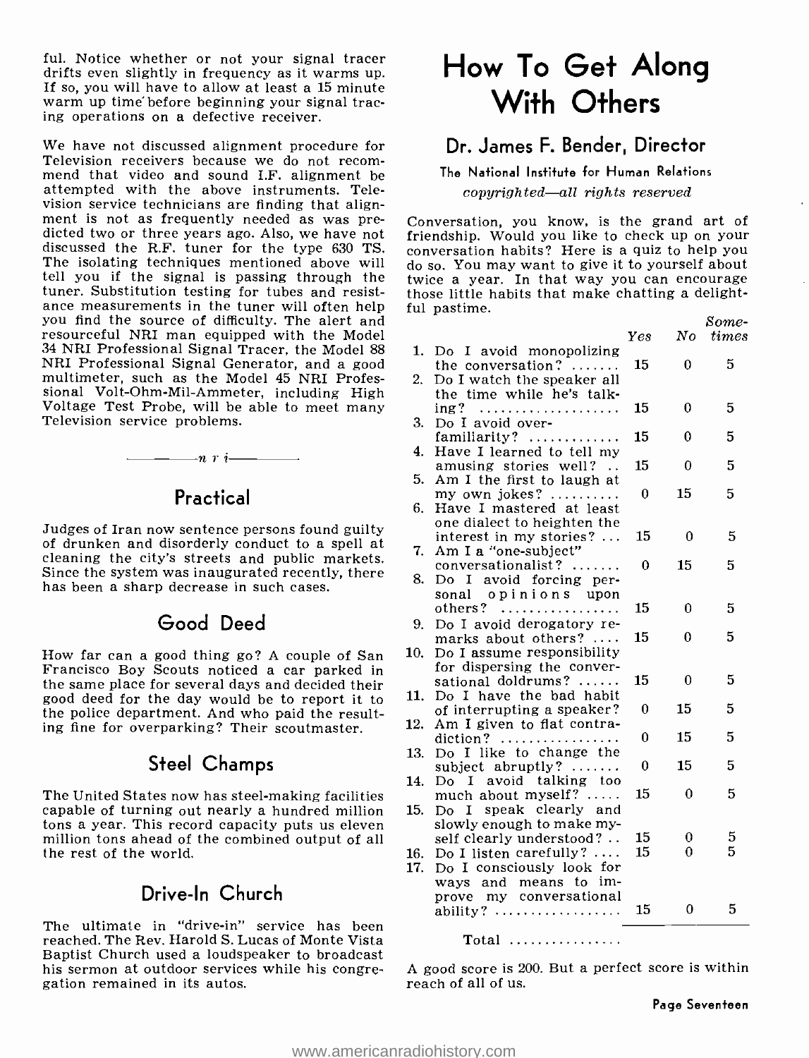ful. Notice whether or not your signal tracer drifts even slightly in frequency as it warms up. If so, you will have to allow at least a 15 minute warm up time before beginning your signal tracing operations on a defective receiver.

We have not discussed alignment procedure for Television receivers because we do not recommend that video and sound I.F. alignment be attempted with the above instruments. Television service technicians are finding that alignment is not as frequently needed as was predicted two or three years ago. Also, we have not discussed the R.F. tuner for the type 630 TS. The isolating techniques mentioned above will tell you if the signal is passing through the tuner. Substitution testing for tubes and resistance measurements in the tuner will often help you find the source of difficulty. The alert and resourceful NRI man equipped with the Model 34 NRI Professional Signal Tracer, the Model 88 NRI Professional Signal Generator, and a good multimeter, such as the Model 45 NRI Professional Volt-Ohm-Mil-Ammeter, including High Voltage Test Probe, will be able to meet many Television service problems.

—— n r i ——

## Practical

Judges of Iran now sentence persons found guilty of drunken and disorderly conduct to a spell at cleaning the city's streets and public markets. Since the system was inaugurated recently, there has been a sharp decrease in such cases.

## Good Deed

How far can a good thing go? A couple of San Francisco Boy Scouts noticed a car parked in the same place for several days and decided their good deed for the day would be to report it to the police department. And who paid the resulting fine for overparking? Their scoutmaster.

## Steel Champs

The United States now has steel-making facilities capable of turning out nearly a hundred million tons a year. This record capacity puts us eleven million tons ahead of the combined output of all the rest of the world.

## Drive-In Church

The ultimate in "drive-in" service has been reached. The Rev. Harold S. Lucas of Monte Vista Baptist Church used a loudspeaker to broadcast his sermon at outdoor services while his congregation remained in its autos.

# How To Get Along With Others

## Dr. James F. Bender, Director

The National Institute for Human Relations

*copyrighted—all rights reserved*

Conversation, you know, is the grand art of friendship. Would you like to check up on your conversation habits? Here is a quiz to help you do so. You may want to give it to yourself about twice a year. In that way you can encourage those little habits that make chatting a delightful pastime.

| | Yes | No | Sometimes |
|---|---|---|---|
| 1. Do I avoid monopolizing the conversation? | 15 | 0 | 5 |
| 2. Do I watch the speaker all the time while he's talking? | 15 | 0 | 5 |
| 3. Do I avoid over-familiarity? | 15 | 0 | 5 |
| 4. Have I learned to tell my amusing stories well? | 15 | 0 | 5 |
| 5. Am I the first to laugh at my own jokes? | 0 | 15 | 5 |
| 6. Have I mastered at least one dialect to heighten the interest in my stories? | 15 | 0 | 5 |
| 7. Am I a "one-subject" conversationalist? | 0 | 15 | 5 |
| 8. Do I avoid forcing personal opinions upon others? | 15 | 0 | 5 |
| 9. Do I avoid derogatory remarks about others? | 15 | 0 | 5 |
| 10. Do I assume responsibility for dispersing the conversational doldrums? | 15 | 0 | 5 |
| 11. Do I have the bad habit of interrupting a speaker? | 0 | 15 | 5 |
| 12. Am I given to flat contradiction? | 0 | 15 | 5 |
| 13. Do I like to change the subject abruptly? | 0 | 15 | 5 |
| 14. Do I avoid talking too much about myself? | 15 | 0 | 5 |
| 15. Do I speak clearly and slowly enough to make myself clearly understood? | 15 | 0 | 5 |
| 16. Do I listen carefully? | 15 | 0 | 5 |
| 17. Do I consciously look for ways and means to improve my conversational ability? | 15 | 0 | 5 |
| Total ................ | | | |

A good score is 200. But a perfect score is within reach of all of us.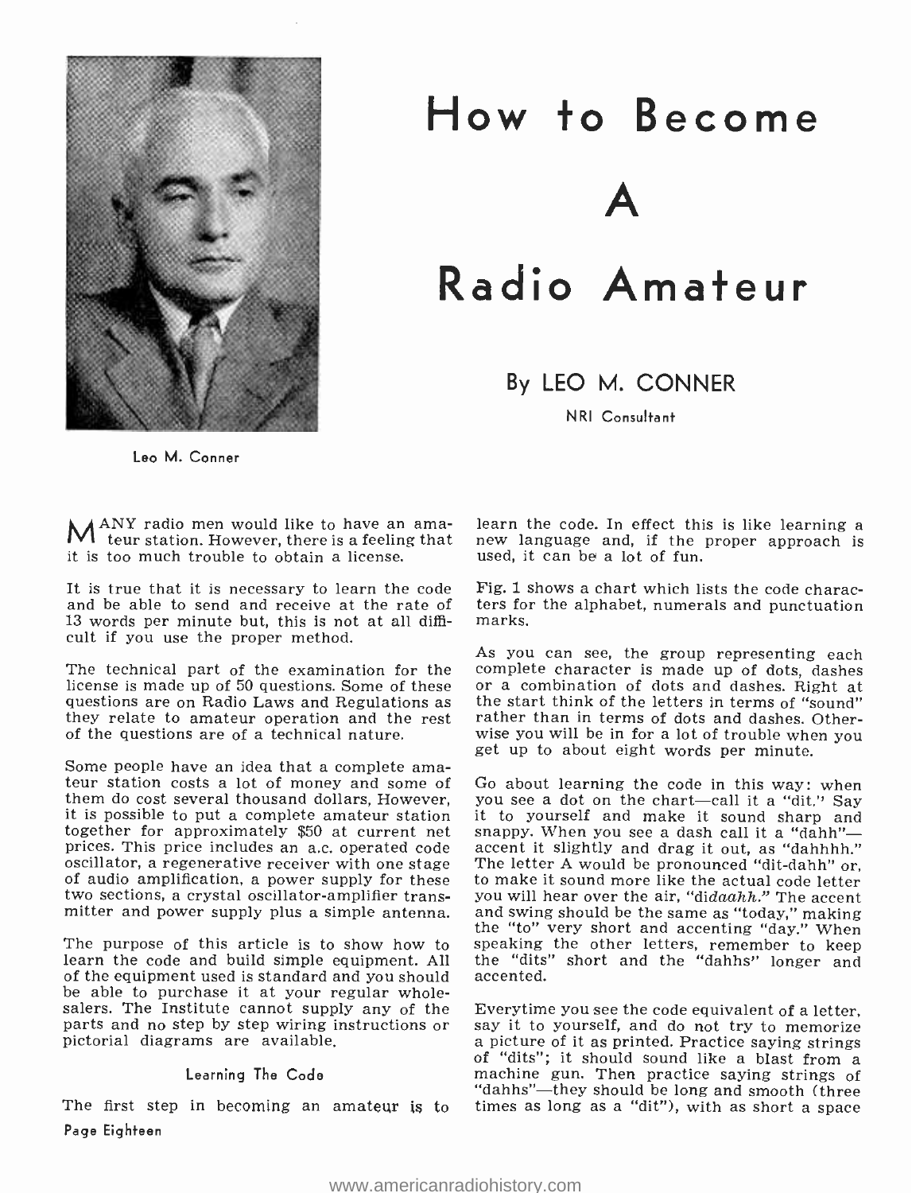# How to Become A Radio Amateur

By LEO M. CONNER

NRI Consultant

Leo M. Conner

MANY radio men would like to have an amateur station. However, there is a feeling that it is too much trouble to obtain a license.

It is true that it is necessary to learn the code and be able to send and receive at the rate of 13 words per minute but, this is not at all difficult if you use the proper method.

The technical part of the examination for the license is made up of 50 questions. Some of these questions are on Radio Laws and Regulations as they relate to amateur operation and the rest of the questions are of a technical nature.

Some people have an idea that a complete amateur station costs a lot of money and some of them do cost several thousand dollars, However, it is possible to put a complete amateur station together for approximately $50 at current net prices. This price includes an a.c. operated code oscillator, a regenerative receiver with one stage of audio amplification, a power supply for these two sections, a crystal oscillator-amplifier transmitter and power supply plus a simple antenna.

The purpose of this article is to show how to learn the code and build simple equipment. All of the equipment used is standard and you should be able to purchase it at your regular wholesalers. The Institute cannot supply any of the parts and no step by step wiring instructions or pictorial diagrams are available.

### Learning The Code

The first step in becoming an amateur is to learn the code. In effect this is like learning a new language and, if the proper approach is used, it can be a lot of fun.

Fig. 1 shows a chart which lists the code characters for the alphabet, numerals and punctuation marks.

As you can see, the group representing each complete character is made up of dots, dashes or a combination of dots and dashes. Right at the start think of the letters in terms of "sound" rather than in terms of dots and dashes. Otherwise you will be in for a lot of trouble when you get up to about eight words per minute.

Go about learning the code in this way: when you see a dot on the chart—call it a "dit." Say it to yourself and make it sound sharp and snappy. When you see a dash call it a "dahh"—accent it slightly and drag it out, as "dahhhh." The letter A would be pronounced "dit-dahh" or, to make it sound more like the actual code letter you will hear over the air, "di*daahh*." The accent and swing should be the same as "today," making the "to" very short and accenting "day." When speaking the other letters, remember to keep the "dits" short and the "dahhs" longer and accented.

Everytime you see the code equivalent of a letter, say it to yourself, and do not try to memorize a picture of it as printed. Practice saying strings of "dits"; it should sound like a blast from a machine gun. Then practice saying strings of "dahhs"—they should be long and smooth (three times as long as a "dit"), with as short a space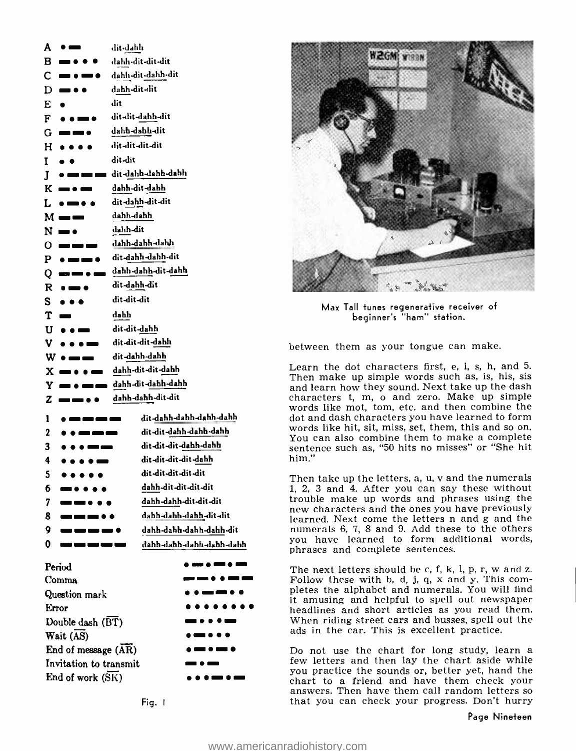| | | |
|---|---|---|
| A | • ▬ | dit-dahh |
| B | ▬ • • • | dahh-dit-dit-dit |
| C | ▬ • ▬ • | dahh-dit-dahh-dit |
| D | ▬ • • | dahh-dit-dit |
| E | • | dit |
| F | • • ▬ • | dit-dit-dahh-dit |
| G | ▬ ▬ • | dahh-dahh-dit |
| H | • • • • | dit-dit-dit-dit |
| I | • • | dit-dit |
| J | • ▬ ▬ ▬ | dit-dahh-dahh-dahh |
| K | ▬ • ▬ | dahh-dit-dahh |
| L | • ▬ • • | dit-dahh-dit-dit |
| M | ▬ ▬ | dahh-dahh |
| N | ▬ • | dahh-dit |
| O | ▬ ▬ ▬ | dahh-dahh-dahh |
| P | • ▬ ▬ • | dit-dahh-dahh-dit |
| Q | ▬ ▬ • ▬ | dahh-dahh-dit-dahh |
| R | • ▬ • | dit-dahh-dit |
| S | • • • | dit-dit-dit |
| T | ▬ | dahh |
| U | • • ▬ | dit-dit-dahh |
| V | • • • ▬ | dit-dit-dit-dahh |
| W | • ▬ ▬ | dit-dahh-dahh |
| X | ▬ • • ▬ | dahh-dit-dit-dahh |
| Y | ▬ • ▬ ▬ | dahh-dit-dahh-dahh |
| Z | ▬ ▬ • • | dahh-dahh-dit-dit |
| 1 | • ▬ ▬ ▬ ▬ | dit-dahh-dahh-dahh-dahh |
| 2 | • • ▬ ▬ ▬ | dit-dit-dahh-dahh-dahh |
| 3 | • • • ▬ ▬ | dit-dit-dit-dahh-dahh |
| 4 | • • • • ▬ | dit-dit-dit-dit-dahh |
| 5 | • • • • • | dit-dit-dit-dit-dit |
| 6 | ▬ • • • • | dahh-dit-dit-dit-dit |
| 7 | ▬ ▬ • • • | dahh-dahh-dit-dit-dit |
| 8 | ▬ ▬ ▬ • • | dahh-dahh-dahh-dit-dit |
| 9 | ▬ ▬ ▬ ▬ • | dahh-dahh-dahh-dahh-dit |
| 0 | ▬ ▬ ▬ ▬ ▬ | dahh-dahh-dahh-dahh-dahh |

| | |
|---|---|
| Period | • ▬ • ▬ • ▬ |
| Comma | ▬ ▬ • • ▬ ▬ |
| Question mark | • • ▬ ▬ • • |
| Error | • • • • • • • • |
| Double dash (BT) | ▬ • • • ▬ |
| Wait (AS) | • ▬ • • • |
| End of message (AR) | • ▬ • ▬ • |
| Invitation to transmit | ▬ • ▬ |
| End of work (SK) | • • • ▬ • ▬ |

Fig. 1

Max Tall tunes regenerative receiver of beginner's "ham" station.

between them as your tongue can make.

Learn the dot characters first, e, i, s, h, and 5. Then make up simple words such as, is, his, sis and learn how they sound. Next take up the dash characters t, m, o and zero. Make up simple words like mot, tom, etc. and then combine the dot and dash characters you have learned to form words like hit, sit, miss, set, them, this and so on. You can also combine them to make a complete sentence such as, "50 hits no misses" or "She hit him."

Then take up the letters, a, u, v and the numerals 1, 2, 3 and 4. After you can say these without trouble make up words and phrases using the new characters and the ones you have previously learned. Next come the letters n and g and the numerals 6, 7, 8 and 9. Add these to the others you have learned to form additional words, phrases and complete sentences.

The next letters should be c, f, k, l, p, r, w and z. Follow these with b, d, j, q, x and y. This completes the alphabet and numerals. You will find it amusing and helpful to spell out newspaper headlines and short articles as you read them. When riding street cars and busses, spell out the ads in the car. This is excellent practice.

Do not use the chart for long study, learn a few letters and then lay the chart aside while you practice the sounds or, better yet, hand the chart to a friend and have them check your answers. Then have them call random letters so that you can check your progress. Don't hurry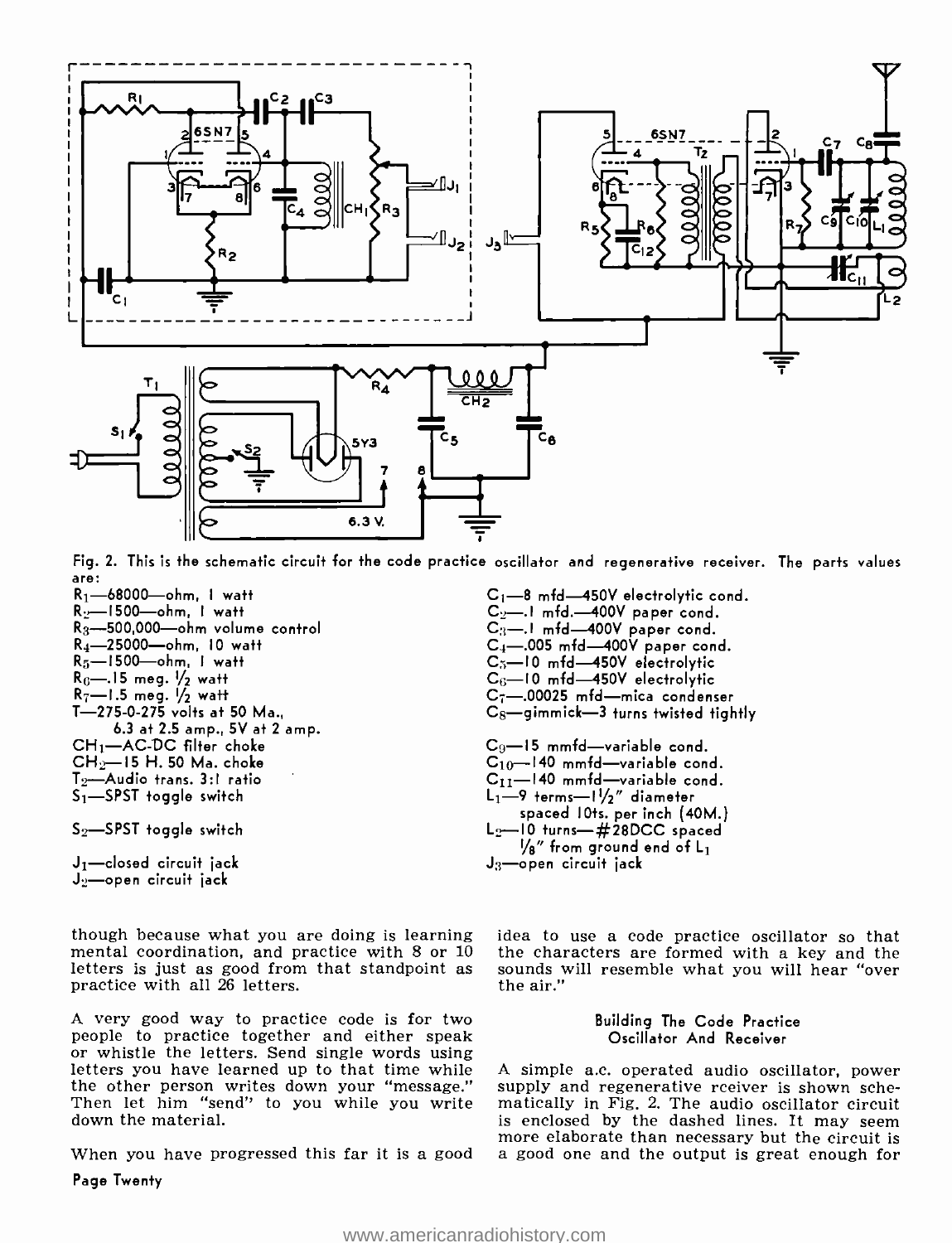Fig. 2. This is the schematic circuit for the code practice oscillator and regenerative receiver. The parts values are:

$R_1$—68000—ohm, 1 watt
$R_2$—1500—ohm, 1 watt
$R_3$—500,000—ohm volume control
$R_4$—25000—ohm, 10 watt
$R_5$—1500—ohm, 1 watt
$R_6$—.15 meg. 1/2 watt
$R_7$—1.5 meg. 1/2 watt
T—275-0-275 volts at 50 Ma., 6.3 at 2.5 amp., 5V at 2 amp.
$CH_1$—AC-DC filter choke
$CH_2$—15 H. 50 Ma. choke
$T_2$—Audio trans. 3:1 ratio
$S_1$—SPST toggle switch
$S_2$—SPST toggle switch
$J_1$—closed circuit jack
$J_2$—open circuit jack

$C_1$—8 mfd—450V electrolytic cond.
$C_2$—.1 mfd.—400V paper cond.
$C_3$—.1 mfd—400V paper cond.
$C_4$—.005 mfd—400V paper cond.
$C_5$—10 mfd—450V electrolytic
$C_6$—10 mfd—450V electrolytic
$C_7$—.00025 mfd—mica condenser
$C_8$—gimmick—3 turns twisted tightly
$C_9$—15 mmfd—variable cond.
$C_{10}$—140 mmfd—variable cond.
$C_{11}$—140 mmfd—variable cond.
$L_1$—9 terms—1 1/2" diameter spaced 10ts. per inch (40M.)
$L_2$—10 turns—#28DCC spaced 1/8" from ground end of $L_1$
$J_3$—open circuit jack

though because what you are doing is learning mental coordination, and practice with 8 or 10 letters is just as good from that standpoint as practice with all 26 letters.

A very good way to practice code is for two people to practice together and either speak or whistle the letters. Send single words using letters you have learned up to that time while the other person writes down your "message." Then let him "send" to you while you write down the material.

When you have progressed this far it is a good idea to use a code practice oscillator so that the characters are formed with a key and the sounds will resemble what you will hear "over the air."

### Building The Code Practice Oscillator And Receiver

A simple a.c. operated audio oscillator, power supply and regenerative rceiver is shown schematically in Fig. 2. The audio oscillator circuit is enclosed by the dashed lines. It may seem more elaborate than necessary but the circuit is a good one and the output is great enough for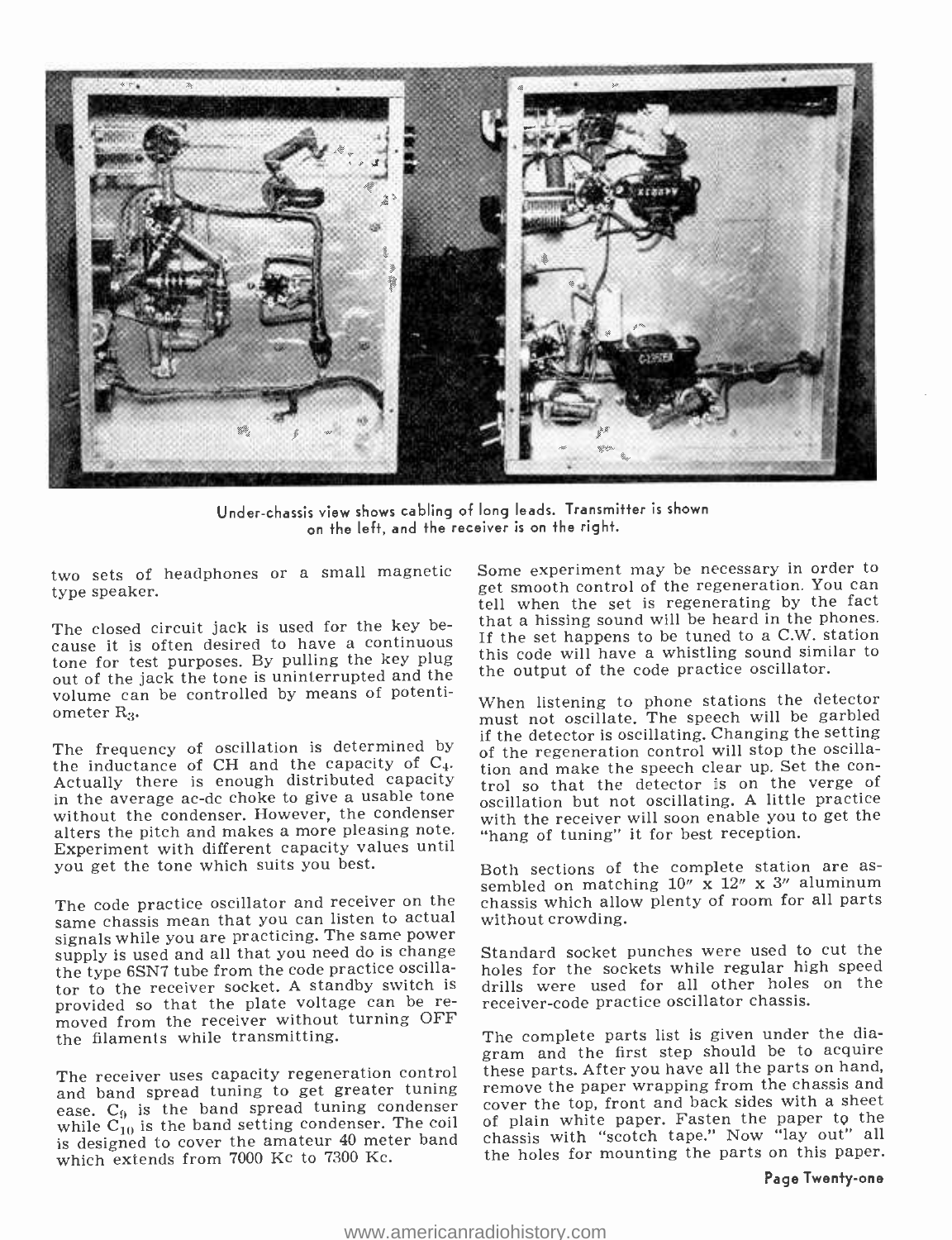Under-chassis view shows cabling of long leads. Transmitter is shown on the left, and the receiver is on the right.

two sets of headphones or a small magnetic type speaker.

The closed circuit jack is used for the key because it is often desired to have a continuous tone for test purposes. By pulling the key plug out of the jack the tone is uninterrupted and the volume can be controlled by means of potentiometer $R_3$.

The frequency of oscillation is determined by the inductance of CH and the capacity of $C_4$. Actually there is enough distributed capacity in the average ac-dc choke to give a usable tone without the condenser. However, the condenser alters the pitch and makes a more pleasing note. Experiment with different capacity values until you get the tone which suits you best.

The code practice oscillator and receiver on the same chassis mean that you can listen to actual signals while you are practicing. The same power supply is used and all that you need do is change the type 6SN7 tube from the code practice oscillator to the receiver socket. A standby switch is provided so that the plate voltage can be removed from the receiver without turning OFF the filaments while transmitting.

The receiver uses capacity regeneration control and band spread tuning to get greater tuning ease. $C_9$ is the band spread tuning condenser while $C_{10}$ is the band setting condenser. The coil is designed to cover the amateur 40 meter band which extends from 7000 Kc to 7300 Kc.

Some experiment may be necessary in order to get smooth control of the regeneration. You can tell when the set is regenerating by the fact that a hissing sound will be heard in the phones. If the set happens to be tuned to a C.W. station this code will have a whistling sound similar to the output of the code practice oscillator.

When listening to phone stations the detector must not oscillate. The speech will be garbled if the detector is oscillating. Changing the setting of the regeneration control will stop the oscillation and make the speech clear up. Set the control so that the detector is on the verge of oscillation but not oscillating. A little practice with the receiver will soon enable you to get the "hang of tuning" it for best reception.

Both sections of the complete station are assembled on matching 10" x 12" x 3" aluminum chassis which allow plenty of room for all parts without crowding.

Standard socket punches were used to cut the holes for the sockets while regular high speed drills were used for all other holes on the receiver-code practice oscillator chassis.

The complete parts list is given under the diagram and the first step should be to acquire these parts. After you have all the parts on hand, remove the paper wrapping from the chassis and cover the top, front and back sides with a sheet of plain white paper. Fasten the paper to the chassis with "scotch tape." Now "lay out" all the holes for mounting the parts on this paper.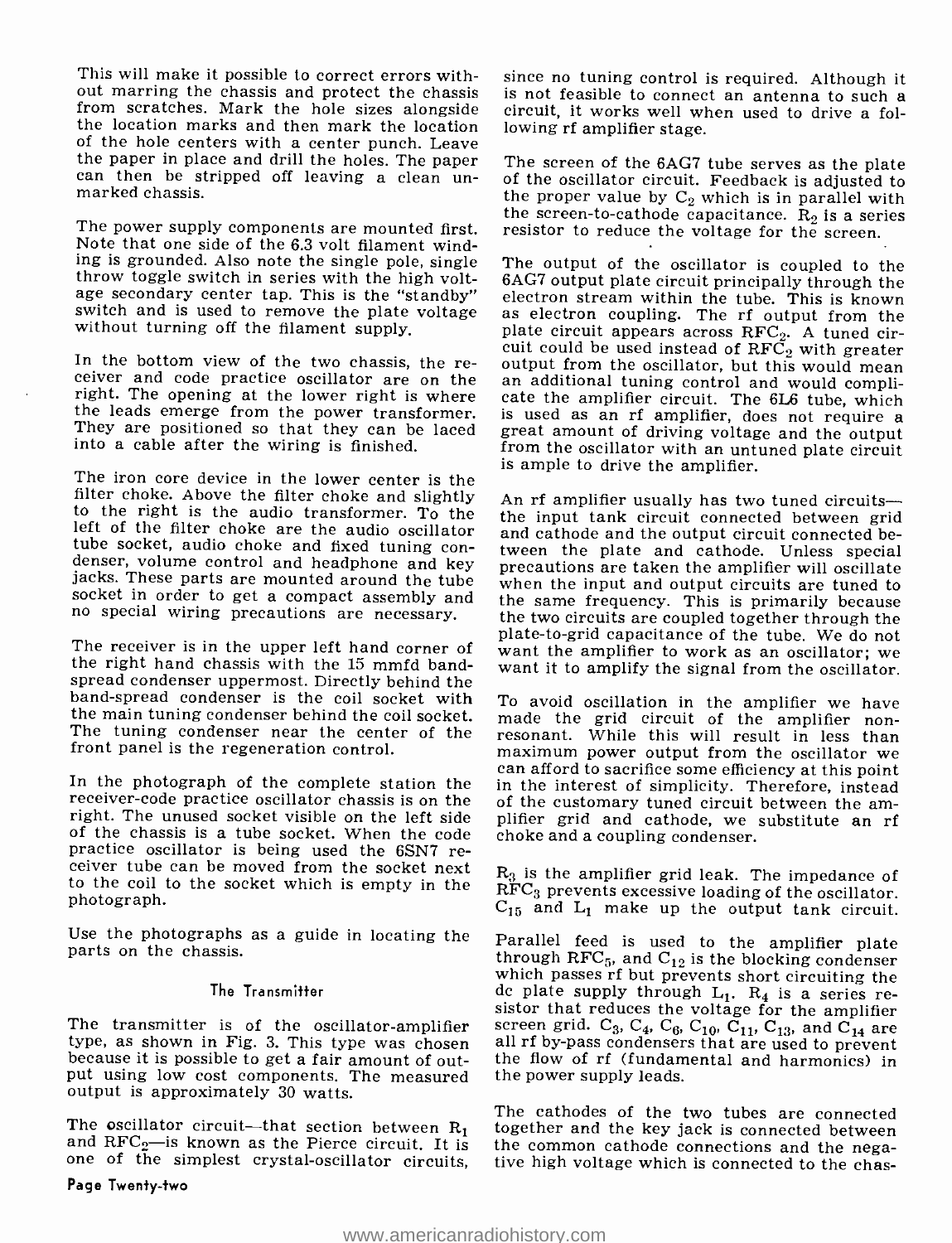This will make it possible to correct errors without marring the chassis and protect the chassis from scratches. Mark the hole sizes alongside the location marks and then mark the location of the hole centers with a center punch. Leave the paper in place and drill the holes. The paper can then be stripped off leaving a clean unmarked chassis.

The power supply components are mounted first. Note that one side of the 6.3 volt filament winding is grounded. Also note the single pole, single throw toggle switch in series with the high voltage secondary center tap. This is the "standby" switch and is used to remove the plate voltage without turning off the filament supply.

In the bottom view of the two chassis, the receiver and code practice oscillator are on the right. The opening at the lower right is where the leads emerge from the power transformer. They are positioned so that they can be laced into a cable after the wiring is finished.

The iron core device in the lower center is the filter choke. Above the filter choke and slightly to the right is the audio transformer. To the left of the filter choke are the audio oscillator tube socket, audio choke and fixed tuning condenser, volume control and headphone and key jacks. These parts are mounted around the tube socket in order to get a compact assembly and no special wiring precautions are necessary.

The receiver is in the upper left hand corner of the right hand chassis with the 15 mmfd bandspread condenser uppermost. Directly behind the band-spread condenser is the coil socket with the main tuning condenser behind the coil socket. The tuning condenser near the center of the front panel is the regeneration control.

In the photograph of the complete station the receiver-code practice oscillator chassis is on the right. The unused socket visible on the left side of the chassis is a tube socket. When the code practice oscillator is being used the 6SN7 receiver tube can be moved from the socket next to the coil to the socket which is empty in the photograph.

Use the photographs as a guide in locating the parts on the chassis.

## The Transmitter

The transmitter is of the oscillator-amplifier type, as shown in Fig. 3. This type was chosen because it is possible to get a fair amount of output using low cost components. The measured output is approximately 30 watts.

The oscillator circuit—that section between $R_1$ and $RFC_2$—is known as the Pierce circuit. It is one of the simplest crystal-oscillator circuits, since no tuning control is required. Although it is not feasible to connect an antenna to such a circuit, it works well when used to drive a following rf amplifier stage.

The screen of the 6AG7 tube serves as the plate of the oscillator circuit. Feedback is adjusted to the proper value by $C_2$ which is in parallel with the screen-to-cathode capacitance. $R_2$ is a series resistor to reduce the voltage for the screen.

The output of the oscillator is coupled to the 6AG7 output plate circuit principally through the electron stream within the tube. This is known as electron coupling. The rf output from the plate circuit appears across $RFC_2$. A tuned circuit could be used instead of $RFC_2$ with greater output from the oscillator, but this would mean an additional tuning control and would complicate the amplifier circuit. The 6L6 tube, which is used as an rf amplifier, does not require a great amount of driving voltage and the output from the oscillator with an untuned plate circuit is ample to drive the amplifier.

An rf amplifier usually has two tuned circuits—the input tank circuit connected between grid and cathode and the output circuit connected between the plate and cathode. Unless special precautions are taken the amplifier will oscillate when the input and output circuits are tuned to the same frequency. This is primarily because the two circuits are coupled together through the plate-to-grid capacitance of the tube. We do not want the amplifier to work as an oscillator; we want it to amplify the signal from the oscillator.

To avoid oscillation in the amplifier we have made the grid circuit of the amplifier nonresonant. While this will result in less than maximum power output from the oscillator we can afford to sacrifice some efficiency at this point in the interest of simplicity. Therefore, instead of the customary tuned circuit between the amplifier grid and cathode, we substitute an rf choke and a coupling condenser.

$R_3$ is the amplifier grid leak. The impedance of $RFC_3$ prevents excessive loading of the oscillator. $C_{15}$ and $L_1$ make up the output tank circuit.

Parallel feed is used to the amplifier plate through $RFC_5$, and $C_{12}$ is the blocking condenser which passes rf but prevents short circuiting the dc plate supply through $L_1$. $R_4$ is a series resistor that reduces the voltage for the amplifier screen grid. $C_3$, $C_4$, $C_6$, $C_{10}$, $C_{11}$, $C_{13}$, and $C_{14}$ are all rf by-pass condensers that are used to prevent the flow of rf (fundamental and harmonics) in the power supply leads.

The cathodes of the two tubes are connected together and the key jack is connected between the common cathode connections and the negative high voltage which is connected to the chas-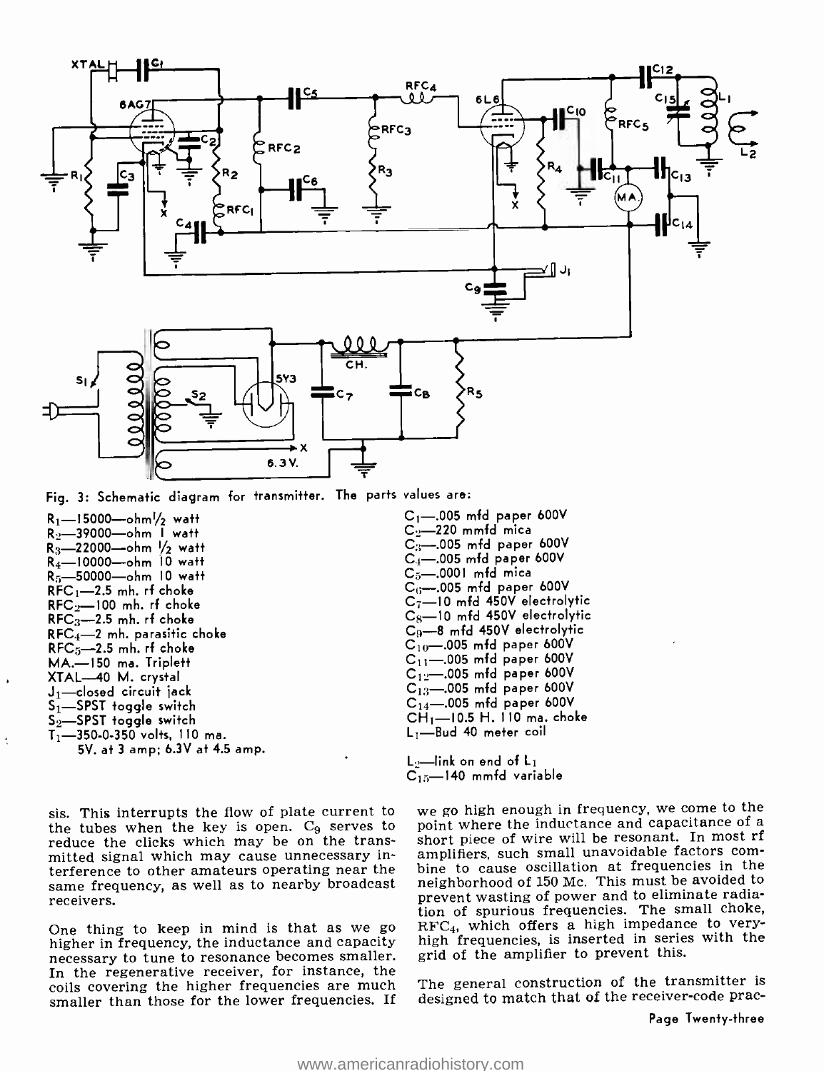Fig. 3: Schematic diagram for transmitter. The parts values are:

$R_1$—15000—ohm ½ watt
$R_2$—39000—ohm 1 watt
$R_3$—22000—ohm ½ watt
$R_4$—10000—ohm 10 watt
$R_5$—50000—ohm 10 watt
$RFC_1$—2.5 mh. rf choke
$RFC_2$—100 mh. rf choke
$RFC_3$—2.5 mh. rf choke
$RFC_4$—2 mh. parasitic choke
$RFC_5$—2.5 mh. rf choke
MA.—150 ma. Triplett
XTAL—40 M. crystal
$J_1$—closed circuit jack
$S_1$—SPST toggle switch
$S_2$—SPST toggle switch
$T_1$—350-0-350 volts, 110 ma.
5V. at 3 amp; 6.3V at 4.5 amp.

$C_1$—.005 mfd paper 600V
$C_2$—220 mmfd mica
$C_3$—.005 mfd paper 600V
$C_4$—.005 mfd paper 600V
$C_5$—.0001 mfd mica
$C_6$—.005 mfd paper 600V
$C_7$—10 mfd 450V electrolytic
$C_8$—10 mfd 450V electrolytic
$C_9$—8 mfd 450V electrolytic
$C_{10}$—.005 mfd paper 600V
$C_{11}$—.005 mfd paper 600V
$C_{12}$—.005 mfd paper 600V
$C_{13}$—.005 mfd paper 600V
$C_{14}$—.005 mfd paper 600V
$CH_1$—10.5 H. 110 ma. choke
$L_1$—Bud 40 meter coil
$L_2$—link on end of $L_1$
$C_{15}$—140 mmfd variable

sis. This interrupts the flow of plate current to the tubes when the key is open. $C_9$ serves to reduce the clicks which may be on the transmitted signal which may cause unnecessary interference to other amateurs operating near the same frequency, as well as to nearby broadcast receivers.

One thing to keep in mind is that as we go higher in frequency, the inductance and capacity necessary to tune to resonance becomes smaller. In the regenerative receiver, for instance, the coils covering the higher frequencies are much smaller than those for the lower frequencies. If we go high enough in frequency, we come to the point where the inductance and capacitance of a short piece of wire will be resonant. In most rf amplifiers, such small unavoidable factors combine to cause oscillation at frequencies in the neighborhood of 150 Mc. This must be avoided to prevent wasting of power and to eliminate radiation of spurious frequencies. The small choke, $RFC_4$, which offers a high impedance to very-high frequencies, is inserted in series with the grid of the amplifier to prevent this.

The general construction of the transmitter is designed to match that of the receiver-code prac-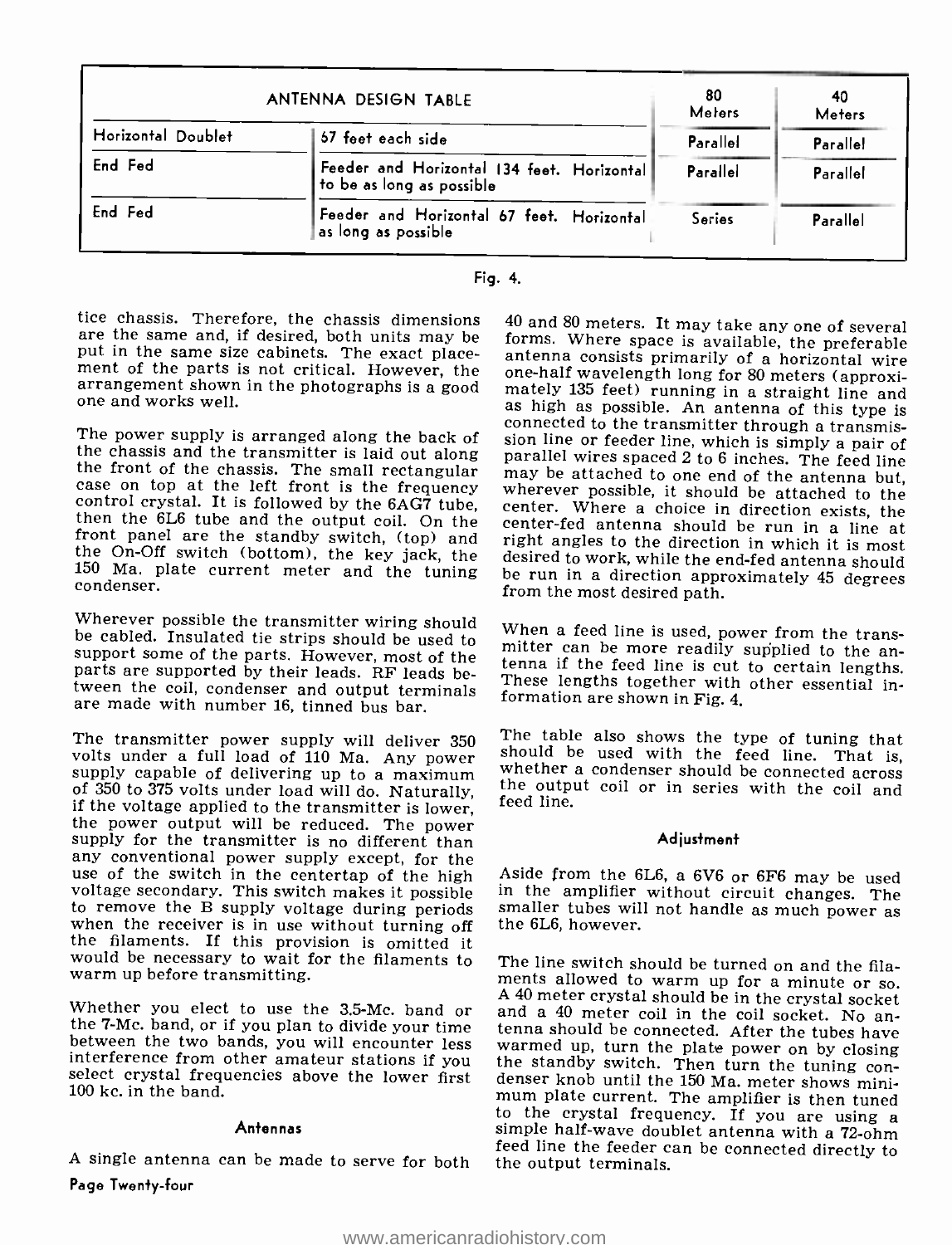| ANTENNA DESIGN TABLE | | 80 Meters | 40 Meters |
|---|---|---|---|
| Horizontal Doublet | 67 feet each side | Parallel | Parallel |
| End Fed | Feeder and Horizontal 134 feet. Horizontal to be as long as possible | Parallel | Parallel |
| End Fed | Feeder and Horizontal 67 feet. Horizontal as long as possible | Series | Parallel |

Fig. 4.

tice chassis. Therefore, the chassis dimensions are the same and, if desired, both units may be put in the same size cabinets. The exact placement of the parts is not critical. However, the arrangement shown in the photographs is a good one and works well.

The power supply is arranged along the back of the chassis and the transmitter is laid out along the front of the chassis. The small rectangular case on top at the left front is the frequency control crystal. It is followed by the 6AG7 tube, then the 6L6 tube and the output coil. On the front panel are the standby switch, (top) and the On-Off switch (bottom), the key jack, the 150 Ma. plate current meter and the tuning condenser.

Wherever possible the transmitter wiring should be cabled. Insulated tie strips should be used to support some of the parts. However, most of the parts are supported by their leads. RF leads between the coil, condenser and output terminals are made with number 16, tinned bus bar.

The transmitter power supply will deliver 350 volts under a full load of 110 Ma. Any power supply capable of delivering up to a maximum of 350 to 375 volts under load will do. Naturally, if the voltage applied to the transmitter is lower, the power output will be reduced. The power supply for the transmitter is no different than any conventional power supply except, for the use of the switch in the centertap of the high voltage secondary. This switch makes it possible to remove the B supply voltage during periods when the receiver is in use without turning off the filaments. If this provision is omitted it would be necessary to wait for the filaments to warm up before transmitting.

Whether you elect to use the 3.5-Mc. band or the 7-Mc. band, or if you plan to divide your time between the two bands, you will encounter less interference from other amateur stations if you select crystal frequencies above the lower first 100 kc. in the band.

### Antennas

A single antenna can be made to serve for both 40 and 80 meters. It may take any one of several forms. Where space is available, the preferable antenna consists primarily of a horizontal wire one-half wavelength long for 80 meters (approximately 135 feet) running in a straight line and as high as possible. An antenna of this type is connected to the transmitter through a transmission line or feeder line, which is simply a pair of parallel wires spaced 2 to 6 inches. The feed line may be attached to one end of the antenna but, wherever possible, it should be attached to the center. Where a choice in direction exists, the center-fed antenna should be run in a line at right angles to the direction in which it is most desired to work, while the end-fed antenna should be run in a direction approximately 45 degrees from the most desired path.

When a feed line is used, power from the transmitter can be more readily supplied to the antenna if the feed line is cut to certain lengths. These lengths together with other essential information are shown in Fig. 4.

The table also shows the type of tuning that should be used with the feed line. That is, whether a condenser should be connected across the output coil or in series with the coil and feed line.

### Adjustment

Aside from the 6L6, a 6V6 or 6F6 may be used in the amplifier without circuit changes. The smaller tubes will not handle as much power as the 6L6, however.

The line switch should be turned on and the filaments allowed to warm up for a minute or so. A 40 meter crystal should be in the crystal socket and a 40 meter coil in the coil socket. No antenna should be connected. After the tubes have warmed up, turn the plate power on by closing the standby switch. Then turn the tuning condenser knob until the 150 Ma. meter shows minimum plate current. The amplifier is then tuned to the crystal frequency. If you are using a simple half-wave doublet antenna with a 72-ohm feed line the feeder can be connected directly to the output terminals.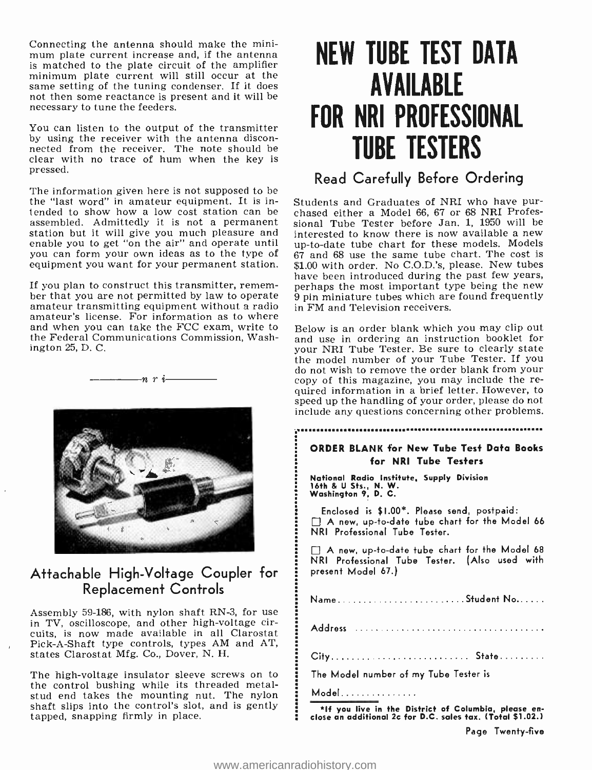Connecting the antenna should make the minimum plate current increase and, if the antenna is matched to the plate circuit of the amplifier minimum plate current will still occur at the same setting of the tuning condenser. If it does not then some reactance is present and it will be necessary to tune the feeders.

You can listen to the output of the transmitter by using the receiver with the antenna disconnected from the receiver. The note should be clear with no trace of hum when the key is pressed.

The information given here is not supposed to be the "last word" in amateur equipment. It is intended to show how a low cost station can be assembled. Admittedly it is not a permanent station but it will give you much pleasure and enable you to get "on the air" and operate until you can form your own ideas as to the type of equipment you want for your permanent station.

If you plan to construct this transmitter, remember that you are not permitted by law to operate amateur transmitting equipment without a radio amateur's license. For information as to where and when you can take the FCC exam, write to the Federal Communications Commission, Washington 25, D. C.

——— *n r i* ———

## Attachable High-Voltage Coupler for Replacement Controls

Assembly 59-186, with nylon shaft RN-3, for use in TV, oscilloscope, and other high-voltage circuits, is now made available in all Clarostat Pick-A-Shaft type controls, types AM and AT, states Clarostat Mfg. Co., Dover, N. H.

The high-voltage insulator sleeve screws on to the control bushing while its threaded metal-stud end takes the mounting nut. The nylon shaft slips into the control's slot, and is gently tapped, snapping firmly in place.

# NEW TUBE TEST DATA AVAILABLE FOR NRI PROFESSIONAL TUBE TESTERS

## Read Carefully Before Ordering

Students and Graduates of NRI who have purchased either a Model 66, 67 or 68 NRI Professional Tube Tester before Jan. 1, 1950 will be interested to know there is now available a new up-to-date tube chart for these models. Models 67 and 68 use the same tube chart. The cost is $1.00 with order. No C.O.D.'s, please. New tubes have been introduced during the past few years, perhaps the most important type being the new 9 pin miniature tubes which are found frequently in FM and Television receivers.

Below is an order blank which you may clip out and use in ordering an instruction booklet for your NRI Tube Tester. Be sure to clearly state the model number of your Tube Tester. If you do not wish to remove the order blank from your copy of this magazine, you may include the required information in a brief letter. However, to speed up the handling of your order, please do not include any questions concerning other problems.

**ORDER BLANK for New Tube Test Data Books for NRI Tube Testers**

**National Radio Institute, Supply Division**
**16th & U Sts., N. W.**
**Washington 9, D. C.**

Enclosed is $1.00*. Please send, postpaid:

☐ A new, up-to-date tube chart for the Model 66 NRI Professional Tube Tester.

☐ A new, up-to-date tube chart for the Model 68 NRI Professional Tube Tester. (Also used with present Model 67.)

Name........................Student No......

Address ....................................

City.......................... State.........

The Model number of my Tube Tester is

Model...............

**\*If you live in the District of Columbia, please enclose an additional 2c for D.C. sales tax. (Total $1.02.)**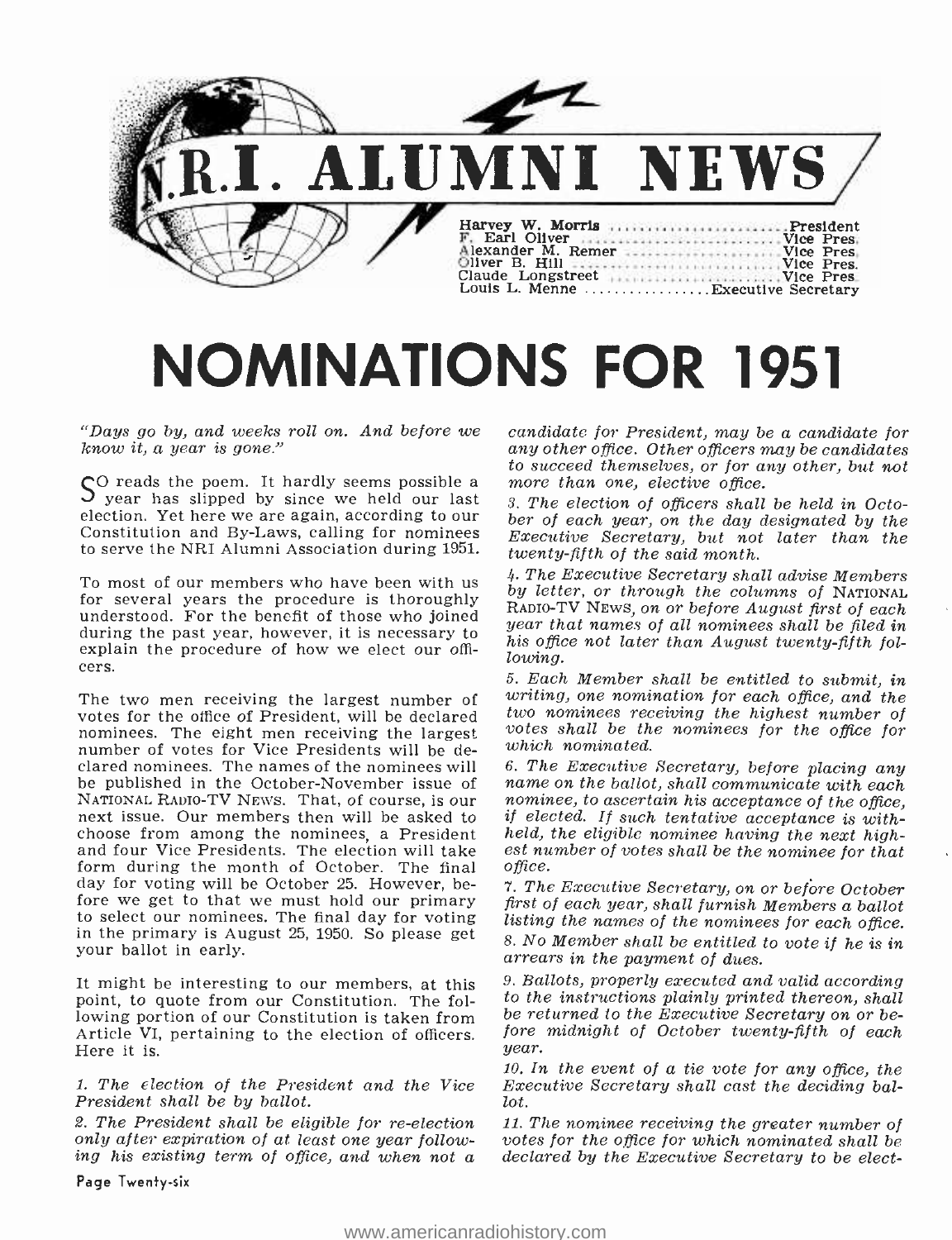# N.R.I. ALUMNI NEWS

Harvey W. Morris .......................... President
F. Earl Oliver .......................... Vice Pres.
Alexander M. Remer .......................... Vice Pres.
Oliver B. Hill .......................... Vice Pres.
Claude Longstreet .......................... Vice Pres.
Louis L. Menne .......................... Executive Secretary

# NOMINATIONS FOR 1951

*"Days go by, and weeks roll on. And before we know it, a year is gone."*

SO reads the poem. It hardly seems possible a year has slipped by since we held our last election. Yet here we are again, according to our Constitution and By-Laws, calling for nominees to serve the NRI Alumni Association during 1951.

To most of our members who have been with us for several years the procedure is thoroughly understood. For the benefit of those who joined during the past year, however, it is necessary to explain the procedure of how we elect our officers.

The two men receiving the largest number of votes for the office of President, will be declared nominees. The eight men receiving the largest number of votes for Vice Presidents will be declared nominees. The names of the nominees will be published in the October-November issue of NATIONAL RADIO-TV NEWS. That, of course, is our next issue. Our members then will be asked to choose from among the nominees, a President and four Vice Presidents. The election will take form during the month of October. The final day for voting will be October 25. However, before we get to that we must hold our primary to select our nominees. The final day for voting in the primary is August 25, 1950. So please get your ballot in early.

It might be interesting to our members, at this point, to quote from our Constitution. The following portion of our Constitution is taken from Article VI, pertaining to the election of officers. Here it is.

*1. The election of the President and the Vice President shall be by ballot.*

*2. The President shall be eligible for re-election only after expiration of at least one year following his existing term of office, and when not a candidate for President, may be a candidate for any other office. Other officers may be candidates to succeed themselves, or for any other, but not more than one, elective office.*

*3. The election of officers shall be held in October of each year, on the day designated by the Executive Secretary, but not later than the twenty-fifth of the said month.*

*4. The Executive Secretary shall advise Members by letter, or through the columns of NATIONAL RADIO-TV NEWS, on or before August first of each year that names of all nominees shall be filed in his office not later than August twenty-fifth following.*

*5. Each Member shall be entitled to submit, in writing, one nomination for each office, and the two nominees receiving the highest number of votes shall be the nominees for the office for which nominated.*

*6. The Executive Secretary, before placing any name on the ballot, shall communicate with each nominee, to ascertain his acceptance of the office, if elected. If such tentative acceptance is withheld, the eligible nominee having the next highest number of votes shall be the nominee for that office.*

*7. The Executive Secretary, on or before October first of each year, shall furnish Members a ballot listing the names of the nominees for each office.*

*8. No Member shall be entitled to vote if he is in arrears in the payment of dues.*

*9. Ballots, properly executed and valid according to the instructions plainly printed thereon, shall be returned to the Executive Secretary on or before midnight of October twenty-fifth of each year.*

*10. In the event of a tie vote for any office, the Executive Secretary shall cast the deciding ballot.*

*11. The nominee receiving the greater number of votes for the office for which nominated shall be declared by the Executive Secretary to be elect-*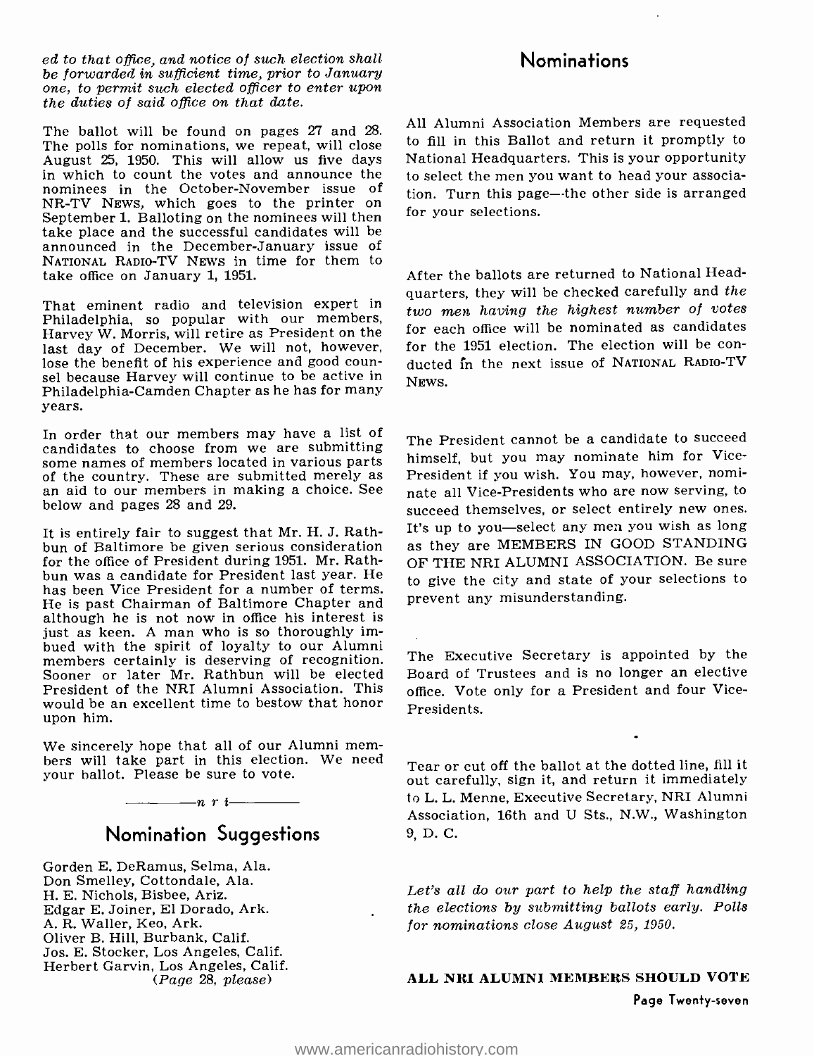*ed to that office, and notice of such election shall be forwarded in sufficient time, prior to January one, to permit such elected officer to enter upon the duties of said office on that date.*

The ballot will be found on pages 27 and 28. The polls for nominations, we repeat, will close August 25, 1950. This will allow us five days in which to count the votes and announce the nominees in the October-November issue of NR-TV NEWS, which goes to the printer on September 1. Balloting on the nominees will then take place and the successful candidates will be announced in the December-January issue of NATIONAL RADIO-TV NEWS in time for them to take office on January 1, 1951.

That eminent radio and television expert in Philadelphia, so popular with our members, Harvey W. Morris, will retire as President on the last day of December. We will not, however, lose the benefit of his experience and good counsel because Harvey will continue to be active in Philadelphia-Camden Chapter as he has for many years.

In order that our members may have a list of candidates to choose from we are submitting some names of members located in various parts of the country. These are submitted merely as an aid to our members in making a choice. See below and pages 28 and 29.

It is entirely fair to suggest that Mr. H. J. Rathbun of Baltimore be given serious consideration for the office of President during 1951. Mr. Rathbun was a candidate for President last year. He has been Vice President for a number of terms. He is past Chairman of Baltimore Chapter and although he is not now in office his interest is just as keen. A man who is so thoroughly imbued with the spirit of loyalty to our Alumni members certainly is deserving of recognition. Sooner or later Mr. Rathbun will be elected President of the NRI Alumni Association. This would be an excellent time to bestow that honor upon him.

We sincerely hope that all of our Alumni members will take part in this election. We need your ballot. Please be sure to vote.

*n r i*

## Nomination Suggestions

Gorden E. DeRamus, Selma, Ala.
Don Smelley, Cottondale, Ala.
H. E. Nichols, Bisbee, Ariz.
Edgar E. Joiner, El Dorado, Ark.
A. R. Waller, Keo, Ark.
Oliver B. Hill, Burbank, Calif.
Jos. E. Stocker, Los Angeles, Calif.
Herbert Garvin, Los Angeles, Calif.
(*Page 28, please*)

## Nominations

All Alumni Association Members are requested to fill in this Ballot and return it promptly to National Headquarters. This is your opportunity to select the men you want to head your association. Turn this page—the other side is arranged for your selections.

After the ballots are returned to National Headquarters, they will be checked carefully and *the two men having the highest number of votes* for each office will be nominated as candidates for the 1951 election. The election will be conducted in the next issue of NATIONAL RADIO-TV NEWS.

The President cannot be a candidate to succeed himself, but you may nominate him for Vice-President if you wish. You may, however, nominate all Vice-Presidents who are now serving, to succeed themselves, or select entirely new ones. It's up to you—select any men you wish as long as they are MEMBERS IN GOOD STANDING OF THE NRI ALUMNI ASSOCIATION. Be sure to give the city and state of your selections to prevent any misunderstanding.

The Executive Secretary is appointed by the Board of Trustees and is no longer an elective office. Vote only for a President and four Vice-Presidents.

Tear or cut off the ballot at the dotted line, fill it out carefully, sign it, and return it immediately to L. L. Menne, Executive Secretary, NRI Alumni Association, 16th and U Sts., N.W., Washington 9, D. C.

*Let's all do our part to help the staff handling the elections by submitting ballots early. Polls for nominations close August 25, 1950.*

**ALL NRI ALUMNI MEMBERS SHOULD VOTE**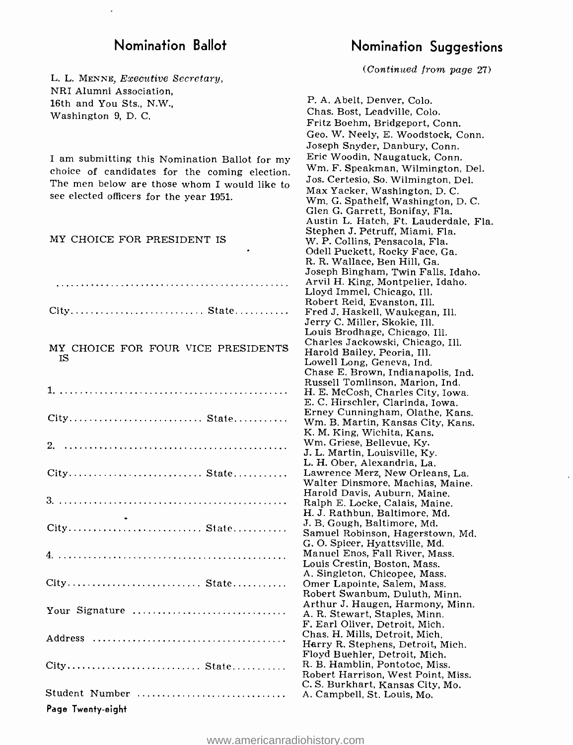## Nomination Ballot

L. L. MENNE, *Executive Secretary*,
NRI Alumni Association,
16th and You Sts., N.W.,
Washington 9, D. C.

I am submitting this Nomination Ballot for my choice of candidates for the coming election. The men below are those whom I would like to see elected officers for the year 1951.

MY CHOICE FOR PRESIDENT IS

..............................................

City.......................... State...........

MY CHOICE FOR FOUR VICE PRESIDENTS IS

1. ..............................................

City.......................... State...........

2. ..............................................

City.......................... State...........

3. ..............................................

City.......................... State...........

4. ..............................................

City.......................... State...........

Your Signature ..............................

Address ......................................

City.......................... State...........

Student Number .............................

## Nomination Suggestions

*(Continued from page 27)*

P. A. Abelt, Denver, Colo.
Chas. Bost, Leadville, Colo.
Fritz Boehm, Bridgeport, Conn.
Geo. W. Neely, E. Woodstock, Conn.
Joseph Snyder, Danbury, Conn.
Eric Woodin, Naugatuck, Conn.
Wm. F. Speakman, Wilmington, Del.
Jos. Certesio, So. Wilmington, Del.
Max Yacker, Washington, D. C.
Wm. G. Spathelf, Washington, D. C.
Glen G. Garrett, Bonifay, Fla.
Austin L. Hatch, Ft. Lauderdale, Fla.
Stephen J. Pétruff, Miami, Fla.
W. P. Collins, Pensacola, Fla.
Odell Puckett, Rocky Face, Ga.
R. R. Wallace, Ben Hill, Ga.
Joseph Bingham, Twin Falls, Idaho.
Arvil H. King, Montpelier, Idaho.
Lloyd Immel, Chicago, Ill.
Robert Reid, Evanston, Ill.
Fred J. Haskell, Waukegan, Ill.
Jerry C. Miller, Skokie, Ill.
Louis Brodhage, Chicago, Ill.
Charles Jackowski, Chicago, Ill.
Harold Bailey, Peoria, Ill.
Lowell Long, Geneva, Ind.
Chase E. Brown, Indianapolis, Ind.
Russell Tomlinson, Marion, Ind.
H. E. McCosh, Charles City, Iowa.
E. C. Hirschler, Clarinda, Iowa.
Erney Cunningham, Olathe, Kans.
Wm. B. Martin, Kansas City, Kans.
K. M. King, Wichita, Kans.
Wm. Griese, Bellevue, Ky.
J. L. Martin, Louisville, Ky.
L. H. Ober, Alexandria, La.
Lawrence Merz, New Orleans, La.
Walter Dinsmore, Machias, Maine.
Harold Davis, Auburn, Maine.
Ralph E. Locke, Calais, Maine.
H. J. Rathbun, Baltimore, Md.
J. B. Gough, Baltimore, Md.
Samuel Robinson, Hagerstown, Md.
G. O. Spicer, Hyattsville, Md.
Manuel Enos, Fall River, Mass.
Louis Crestin, Boston, Mass.
A. Singleton, Chicopee, Mass.
Omer Lapointe, Salem, Mass.
Robert Swanbum, Duluth, Minn.
Arthur J. Haugen, Harmony, Minn.
A. R. Stewart, Staples, Minn.
F. Earl Oliver, Detroit, Mich.
Chas. H. Mills, Detroit, Mich.
Harry R. Stephens, Detroit, Mich.
Floyd Buehler, Detroit, Mich.
R. B. Hamblin, Pontotoc, Miss.
Robert Harrison, West Point, Miss.
C. S. Burkhart, Kansas City, Mo.
A. Campbell, St. Louis, Mo.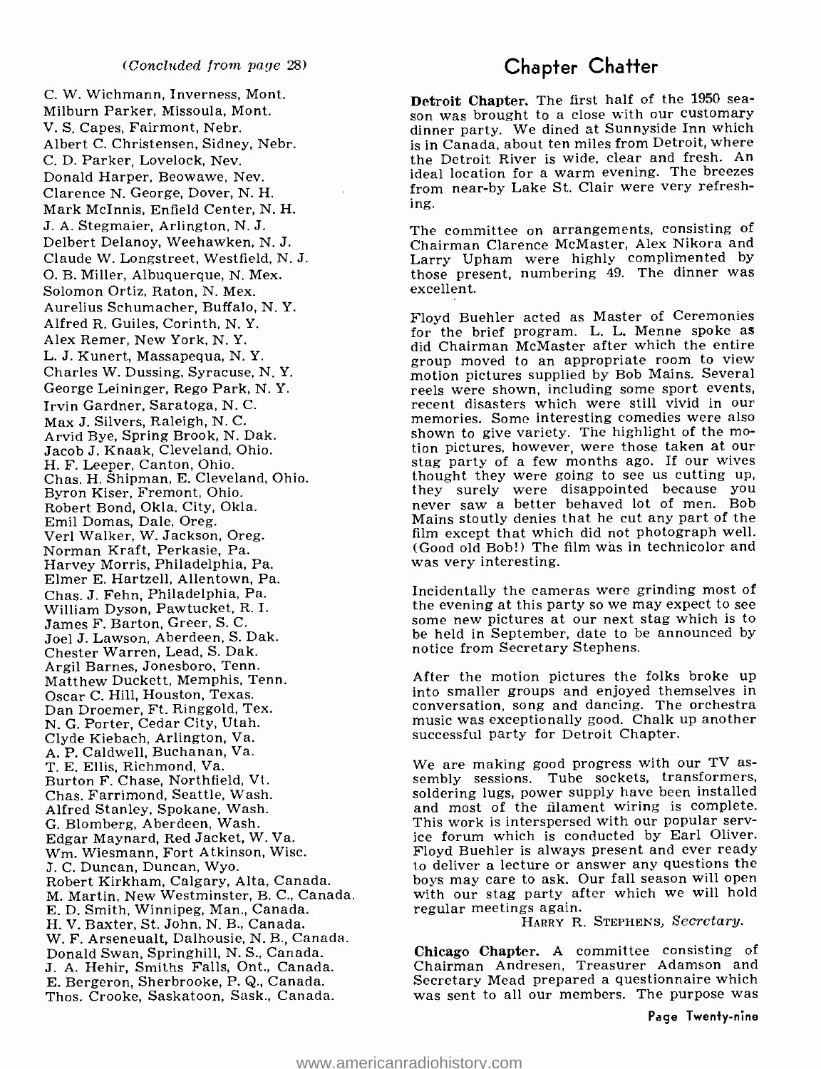*(Concluded from page 28)*

C. W. Wichmann, Inverness, Mont.
Milburn Parker, Missoula, Mont.
V. S. Capes, Fairmont, Nebr.
Albert C. Christensen, Sidney, Nebr.
C. D. Parker, Lovelock, Nev.
Donald Harper, Beowawe, Nev.
Clarence N. George, Dover, N. H.
Mark McInnis, Enfield Center, N. H.
J. A. Stegmaier, Arlington, N. J.
Delbert Delanoy, Weehawken, N. J.
Claude W. Longstreet, Westfield, N. J.
O. B. Miller, Albuquerque, N. Mex.
Solomon Ortiz, Raton, N. Mex.
Aurelius Schumacher, Buffalo, N. Y.
Alfred R. Guiles, Corinth, N. Y.
Alex Remer, New York, N. Y.
L. J. Kunert, Massapequa, N. Y.
Charles W. Dussing, Syracuse, N. Y.
George Leininger, Rego Park, N. Y.
Irvin Gardner, Saratoga, N. C.
Max J. Silvers, Raleigh, N. C.
Arvid Bye, Spring Brook, N. Dak.
Jacob J. Knaak, Cleveland, Ohio.
H. F. Leeper, Canton, Ohio.
Chas. H. Shipman, E. Cleveland, Ohio.
Byron Kiser, Fremont, Ohio.
Robert Bond, Okla. City, Okla.
Emil Domas, Dale, Oreg.
Verl Walker, W. Jackson, Oreg.
Norman Kraft, Perkasie, Pa.
Harvey Morris, Philadelphia, Pa.
Elmer E. Hartzell, Allentown, Pa.
Chas. J. Fehn, Philadelphia, Pa.
William Dyson, Pawtucket, R. I.
James F. Barton, Greer, S. C.
Joel J. Lawson, Aberdeen, S. Dak.
Chester Warren, Lead, S. Dak.
Argil Barnes, Jonesboro, Tenn.
Matthew Duckett, Memphis, Tenn.
Oscar C. Hill, Houston, Texas.
Dan Droemer, Ft. Ringgold, Tex.
N. G. Porter, Cedar City, Utah.
Clyde Kiebach, Arlington, Va.
A. P. Caldwell, Buchanan, Va.
T. E. Ellis, Richmond, Va.
Burton F. Chase, Northfield, Vt.
Chas. Farrimond, Seattle, Wash.
Alfred Stanley, Spokane, Wash.
G. Blomberg, Aberdeen, Wash.
Edgar Maynard, Red Jacket, W. Va.
Wm. Wiesmann, Fort Atkinson, Wisc.
J. C. Duncan, Duncan, Wyo.
Robert Kirkham, Calgary, Alta, Canada.
M. Martin, New Westminster, B. C., Canada.
E. D. Smith, Winnipeg, Man., Canada.
H. V. Baxter, St. John, N. B., Canada.
W. F. Arseneualt, Dalhousie, N. B., Canada.
Donald Swan, Springhill, N. S., Canada.
J. A. Hehir, Smiths Falls, Ont., Canada.
E. Bergeron, Sherbrooke, P. Q., Canada.
Thos. Crooke, Saskatoon, Sask., Canada.

## Chapter Chatter

**Detroit Chapter.** The first half of the 1950 season was brought to a close with our customary dinner party. We dined at Sunnyside Inn which is in Canada, about ten miles from Detroit, where the Detroit River is wide, clear and fresh. An ideal location for a warm evening. The breezes from near-by Lake St. Clair were very refreshing.

The committee on arrangements, consisting of Chairman Clarence McMaster, Alex Nikora and Larry Upham were highly complimented by those present, numbering 49. The dinner was excellent.

Floyd Buehler acted as Master of Ceremonies for the brief program. L. L. Menne spoke as did Chairman McMaster after which the entire group moved to an appropriate room to view motion pictures supplied by Bob Mains. Several reels were shown, including some sport events, recent disasters which were still vivid in our memories. Some interesting comedies were also shown to give variety. The highlight of the motion pictures, however, were those taken at our stag party of a few months ago. If our wives thought they were going to see us cutting up, they surely were disappointed because you never saw a better behaved lot of men. Bob Mains stoutly denies that he cut any part of the film except that which did not photograph well. (Good old Bob!) The film was in technicolor and was very interesting.

Incidentally the cameras were grinding most of the evening at this party so we may expect to see some new pictures at our next stag which is to be held in September, date to be announced by notice from Secretary Stephens.

After the motion pictures the folks broke up into smaller groups and enjoyed themselves in conversation, song and dancing. The orchestra music was exceptionally good. Chalk up another successful party for Detroit Chapter.

We are making good progress with our TV assembly sessions. Tube sockets, transformers, soldering lugs, power supply have been installed and most of the filament wiring is complete. This work is interspersed with our popular service forum which is conducted by Earl Oliver. Floyd Buehler is always present and ever ready to deliver a lecture or answer any questions the boys may care to ask. Our fall season will open with our stag party after which we will hold regular meetings again.

HARRY R. STEPHENS, *Secretary.*

**Chicago Chapter.** A committee consisting of Chairman Andresen, Treasurer Adamson and Secretary Mead prepared a questionnaire which was sent to all our members. The purpose was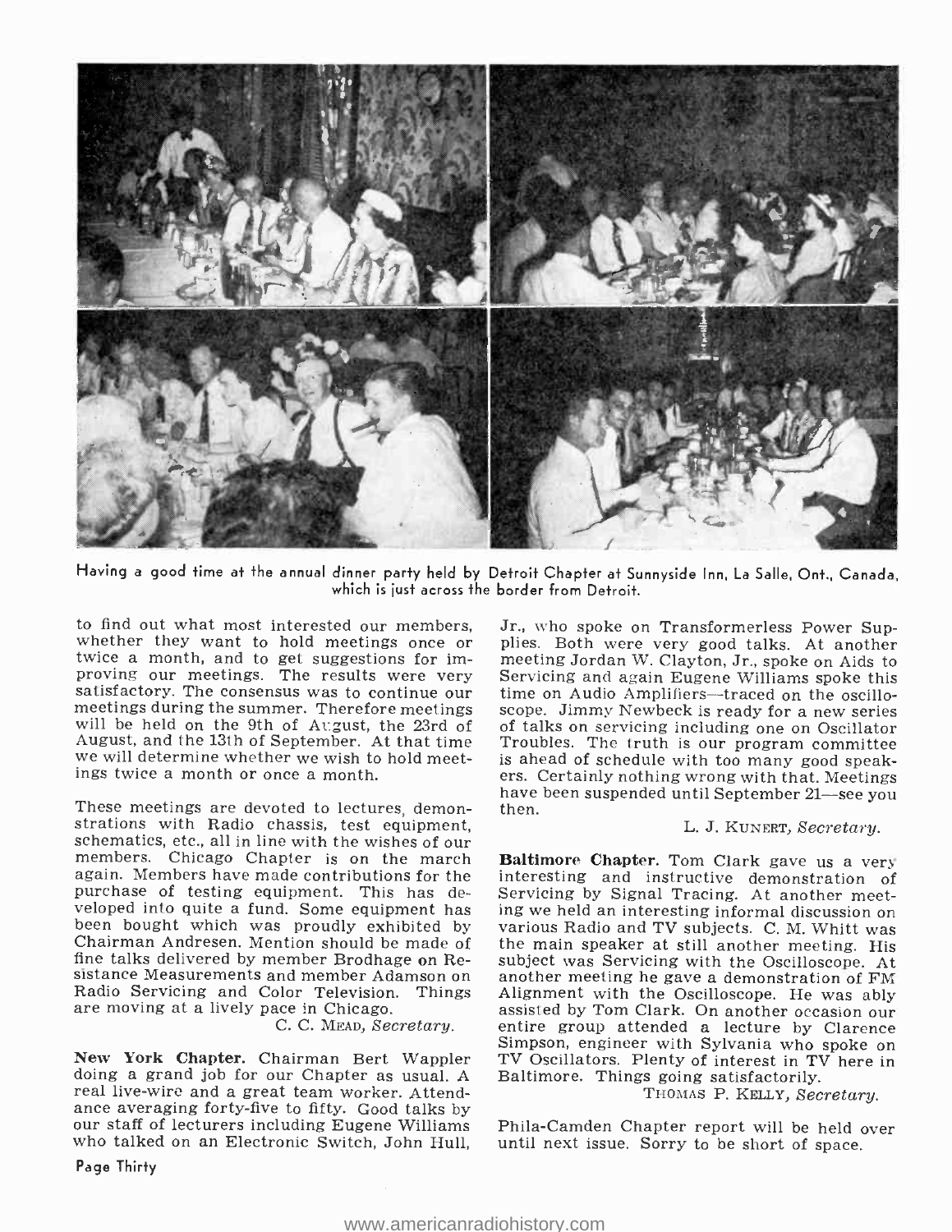Having a good time at the annual dinner party held by Detroit Chapter at Sunnyside Inn, La Salle, Ont., Canada, which is just across the border from Detroit.

to find out what most interested our members, whether they want to hold meetings once or twice a month, and to get suggestions for improving our meetings. The results were very satisfactory. The consensus was to continue our meetings during the summer. Therefore meetings will be held on the 9th of August, the 23rd of August, and the 13th of September. At that time we will determine whether we wish to hold meetings twice a month or once a month.

These meetings are devoted to lectures, demonstrations with Radio chassis, test equipment, schematics, etc., all in line with the wishes of our members. Chicago Chapter is on the march again. Members have made contributions for the purchase of testing equipment. This has developed into quite a fund. Some equipment has been bought which was proudly exhibited by Chairman Andresen. Mention should be made of fine talks delivered by member Brodhage on Resistance Measurements and member Adamson on Radio Servicing and Color Television. Things are moving at a lively pace in Chicago.

C. C. MEAD, *Secretary.*

**New York Chapter.** Chairman Bert Wappler doing a grand job for our Chapter as usual. A real live-wire and a great team worker. Attendance averaging forty-five to fifty. Good talks by our staff of lecturers including Eugene Williams who talked on an Electronic Switch, John Hull, Jr., who spoke on Transformerless Power Supplies. Both were very good talks. At another meeting Jordan W. Clayton, Jr., spoke on Aids to Servicing and again Eugene Williams spoke this time on Audio Amplifiers—traced on the oscilloscope. Jimmy Newbeck is ready for a new series of talks on servicing including one on Oscillator Troubles. The truth is our program committee is ahead of schedule with too many good speakers. Certainly nothing wrong with that. Meetings have been suspended until September 21—see you then.

L. J. KUNERT, *Secretary.*

**Baltimore Chapter.** Tom Clark gave us a very interesting and instructive demonstration of Servicing by Signal Tracing. At another meeting we held an interesting informal discussion on various Radio and TV subjects. C. M. Whitt was the main speaker at still another meeting. His subject was Servicing with the Oscilloscope. At another meeting he gave a demonstration of FM Alignment with the Oscilloscope. He was ably assisted by Tom Clark. On another occasion our entire group attended a lecture by Clarence Simpson, engineer with Sylvania who spoke on TV Oscillators. Plenty of interest in TV here in Baltimore. Things going satisfactorily.

THOMAS P. KELLY, *Secretary.*

Phila-Camden Chapter report will be held over until next issue. Sorry to be short of space.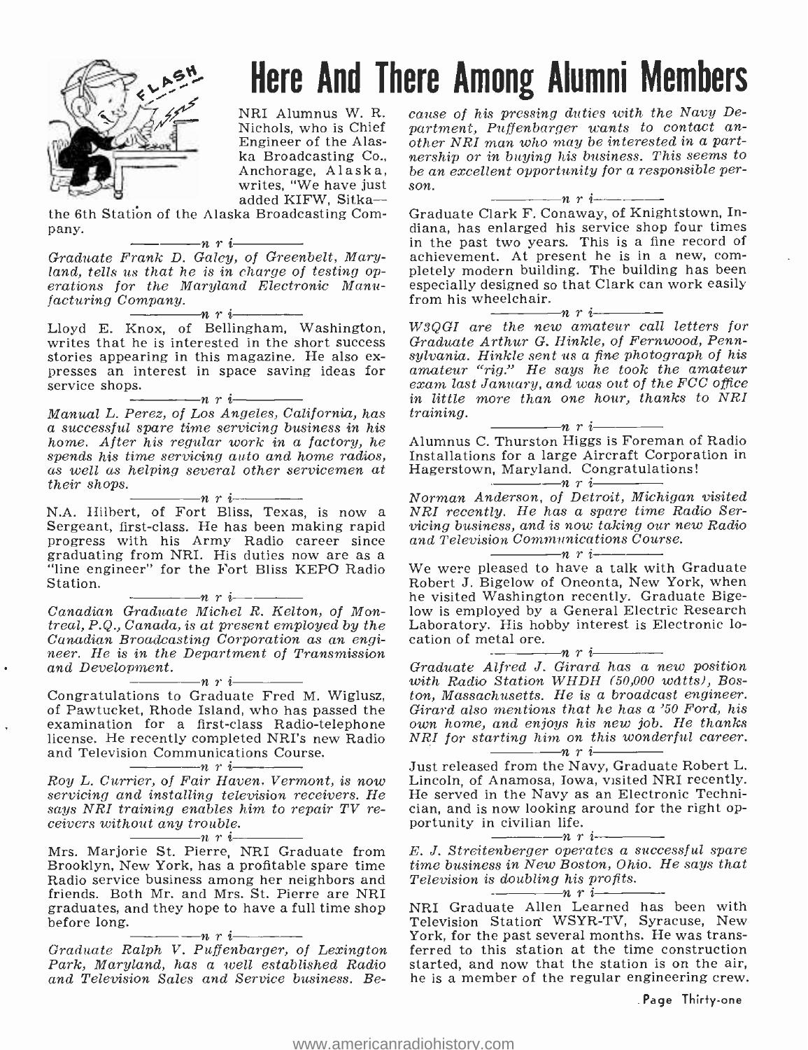# Here And There Among Alumni Members

NRI Alumnus W. R. Nichols, who is Chief Engineer of the Alaska Broadcasting Co., Anchorage, Alaska, writes, "We have just added KIFW, Sitka—the 6th Station of the Alaska Broadcasting Company.

——n r i——

*Graduate Frank D. Galcy, of Greenbelt, Maryland, tells us that he is in charge of testing operations for the Maryland Electronic Manufacturing Company.*

——n r i——

Lloyd E. Knox, of Bellingham, Washington, writes that he is interested in the short success stories appearing in this magazine. He also expresses an interest in space saving ideas for service shops.

——n r i——

*Manual L. Perez, of Los Angeles, California, has a successful spare time servicing business in his home. After his regular work in a factory, he spends his time servicing auto and home radios, as well as helping several other servicemen at their shops.*

——n r i——

N.A. Hilbert, of Fort Bliss, Texas, is now a Sergeant, first-class. He has been making rapid progress with his Army Radio career since graduating from NRI. His duties now are as a "line engineer" for the Fort Bliss KEPO Radio Station.

——n r i——

*Canadian Graduate Michel R. Kelton, of Montreal, P.Q., Canada, is at present employed by the Canadian Broadcasting Corporation as an engineer. He is in the Department of Transmission and Development.*

——n r i——

Congratulations to Graduate Fred M. Wiglusz, of Pawtucket, Rhode Island, who has passed the examination for a first-class Radio-telephone license. He recently completed NRI's new Radio and Television Communications Course.

——n r i——

*Roy L. Currier, of Fair Haven, Vermont, is now servicing and installing television receivers. He says NRI training enables him to repair TV receivers without any trouble.*

——n r i——

Mrs. Marjorie St. Pierre, NRI Graduate from Brooklyn, New York, has a profitable spare time Radio service business among her neighbors and friends. Both Mr. and Mrs. St. Pierre are NRI graduates, and they hope to have a full time shop before long.

——n r i——

*Graduate Ralph V. Puffenbarger, of Lexington Park, Maryland, has a well established Radio and Television Sales and Service business. Because of his pressing duties with the Navy Department, Puffenbarger wants to contact another NRI man who may be interested in a partnership or in buying his business. This seems to be an excellent opportunity for a responsible person.*

——n r i——

Graduate Clark F. Conaway, of Knightstown, Indiana, has enlarged his service shop four times in the past two years. This is a fine record of achievement. At present he is in a new, completely modern building. The building has been especially designed so that Clark can work easily from his wheelchair.

——n r i——

*W3QGI are the new amateur call letters for Graduate Arthur G. Hinkle, of Fernwood, Pennsylvania. Hinkle sent us a fine photograph of his amateur "rig." He says he took the amateur exam last January, and was out of the FCC office in little more than one hour, thanks to NRI training.*

——n r i——

Alumnus C. Thurston Higgs is Foreman of Radio Installations for a large Aircraft Corporation in Hagerstown, Maryland. Congratulations!

——n r i——

*Norman Anderson, of Detroit, Michigan visited NRI recently. He has a spare time Radio Servicing business, and is now taking our new Radio and Television Communications Course.*

——n r i——

We were pleased to have a talk with Graduate Robert J. Bigelow of Oneonta, New York, when he visited Washington recently. Graduate Bigelow is employed by a General Electric Research Laboratory. His hobby interest is Electronic location of metal ore.

——n r i——

*Graduate Alfred J. Girard has a new position with Radio Station WHDH (50,000 watts), Boston, Massachusetts. He is a broadcast engineer. Girard also mentions that he has a '50 Ford, his own home, and enjoys his new job. He thanks NRI for starting him on this wonderful career.*

——n r i——

Just released from the Navy, Graduate Robert L. Lincoln, of Anamosa, Iowa, visited NRI recently. He served in the Navy as an Electronic Technician, and is now looking around for the right opportunity in civilian life.

——n r i——

*E. J. Streitenberger operates a successful spare time business in New Boston, Ohio. He says that Television is doubling his profits.*

——n r i——

NRI Graduate Allen Learned has been with Television Station WSYR-TV, Syracuse, New York, for the past several months. He was transferred to this station at the time construction started, and now that the station is on the air, he is a member of the regular engineering crew.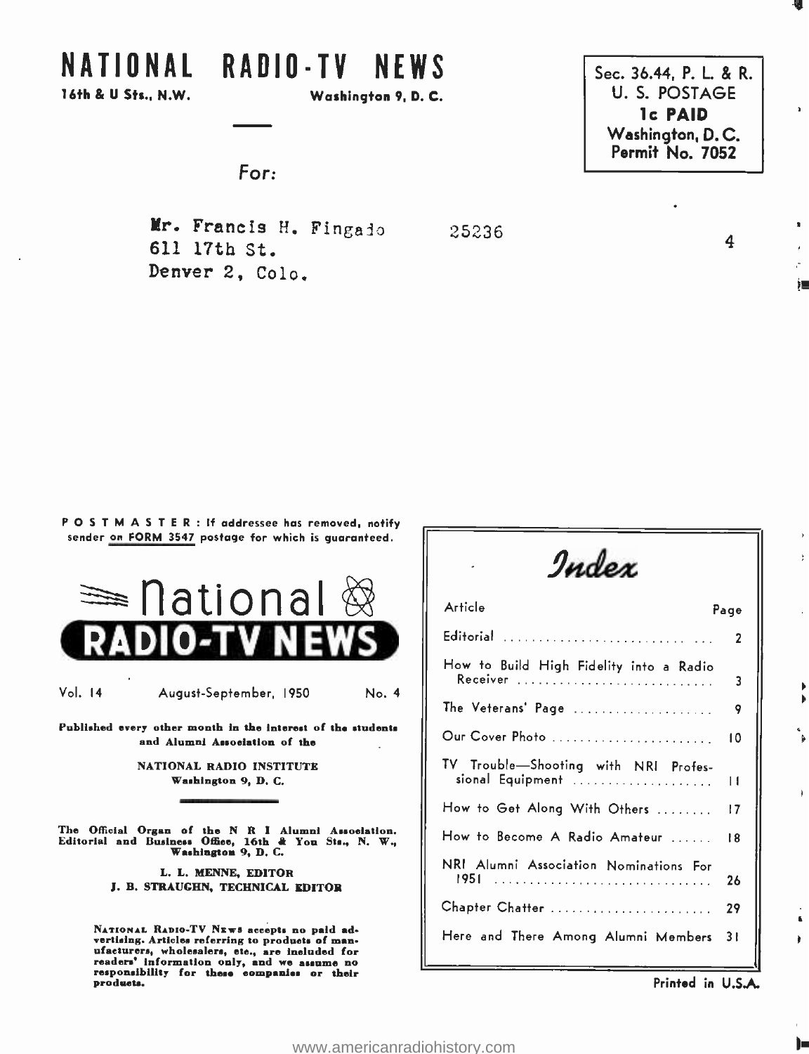# NATIONAL RADIO-TV NEWS

**16th & U Sts., N.W.** **Washington 9, D. C.**

Sec. 36.44, P. L. & R.
U. S. POSTAGE
**1c PAID**
Washington, D. C.
Permit No. 7052

For:

Mr. Francis H. Fingado 25236
611 17th St.
Denver 2, Colo.

4

**POSTMASTER:** If addressee has removed, notify sender on FORM 3547 postage for which is guaranteed.

# National RADIO-TV NEWS

Vol. 14 August-September, 1950 No. 4

**Published every other month in the interest of the students and Alumni Association of the**

NATIONAL RADIO INSTITUTE
Washington 9, D. C.

**The Official Organ of the N R I Alumni Association. Editorial and Business Office, 16th & You Sts., N. W., Washington 9, D. C.**

L. L. MENNE, EDITOR
J. B. STRAUGHN, TECHNICAL EDITOR

NATIONAL RADIO-TV NEWS accepts no paid advertising. Articles referring to products of manufacturers, wholesalers, etc., are included for readers' information only, and we assume no responsibility for these companies or their products.

## *Index*

| Article | Page |
|---|---|
| Editorial | 2 |
| How to Build High Fidelity into a Radio Receiver | 3 |
| The Veterans' Page | 9 |
| Our Cover Photo | 10 |
| TV Trouble-Shooting with NRI Professional Equipment | 11 |
| How to Get Along With Others | 17 |
| How to Become A Radio Amateur | 18 |
| NRI Alumni Association Nominations For 1951 | 26 |
| Chapter Chatter | 29 |
| Here and There Among Alumni Members | 31 |

Printed in U.S.A.